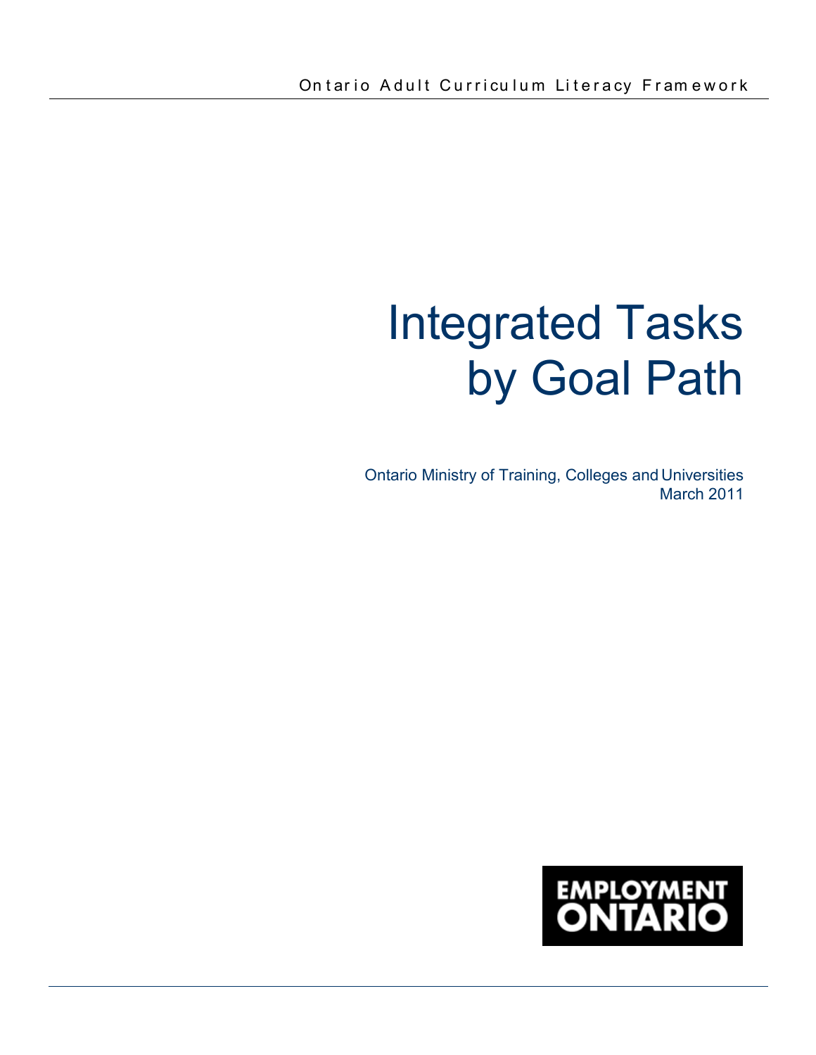Ontario Adult Curriculum Literacy Framework

# Integrated Tasks by Goal Path

Ontario Ministry of Training, Colleges and Universities
March 2011

EMPLOYMENT ONTARIO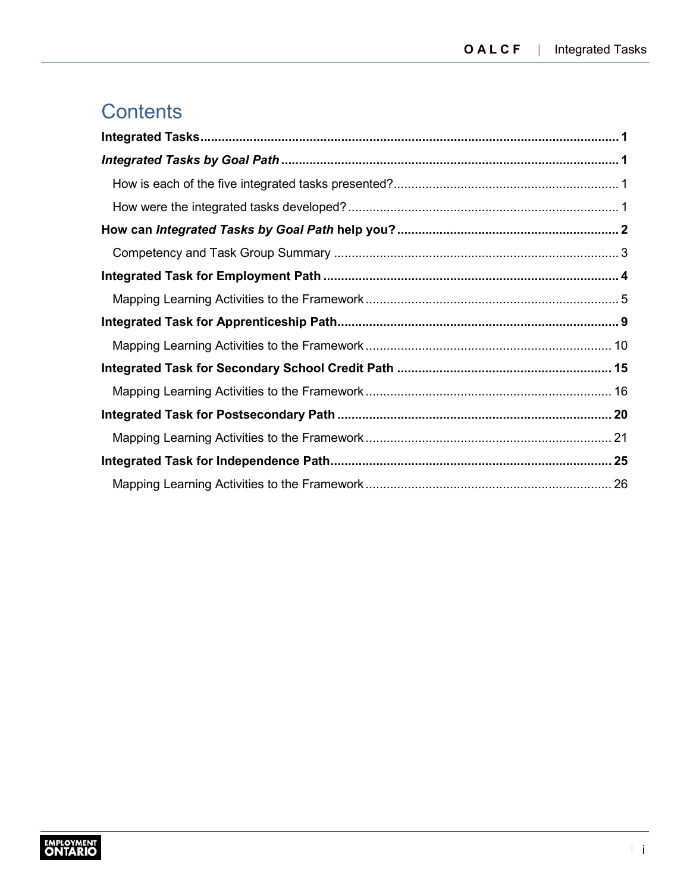# Contents

**Integrated Tasks** ..................................................................................................... **1**

***Integrated Tasks by Goal Path*** ................................................................................. **1**

- How is each of the five integrated tasks presented? ............................................... 1
- How were the integrated tasks developed? ............................................................ 1

**How can *Integrated Tasks by Goal Path* help you?** ................................................ **2**

- Competency and Task Group Summary ................................................................. 3

**Integrated Task for Employment Path** ........................................................................ **4**

- Mapping Learning Activities to the Framework ....................................................... 5

**Integrated Task for Apprenticeship Path** ..................................................................... **9**

- Mapping Learning Activities to the Framework ..................................................... 10

**Integrated Task for Secondary School Credit Path** ................................................... **15**

- Mapping Learning Activities to the Framework ..................................................... 16

**Integrated Task for Postsecondary Path** ................................................................... **20**

- Mapping Learning Activities to the Framework ..................................................... 21

**Integrated Task for Independence Path** ..................................................................... **25**

- Mapping Learning Activities to the Framework ..................................................... 26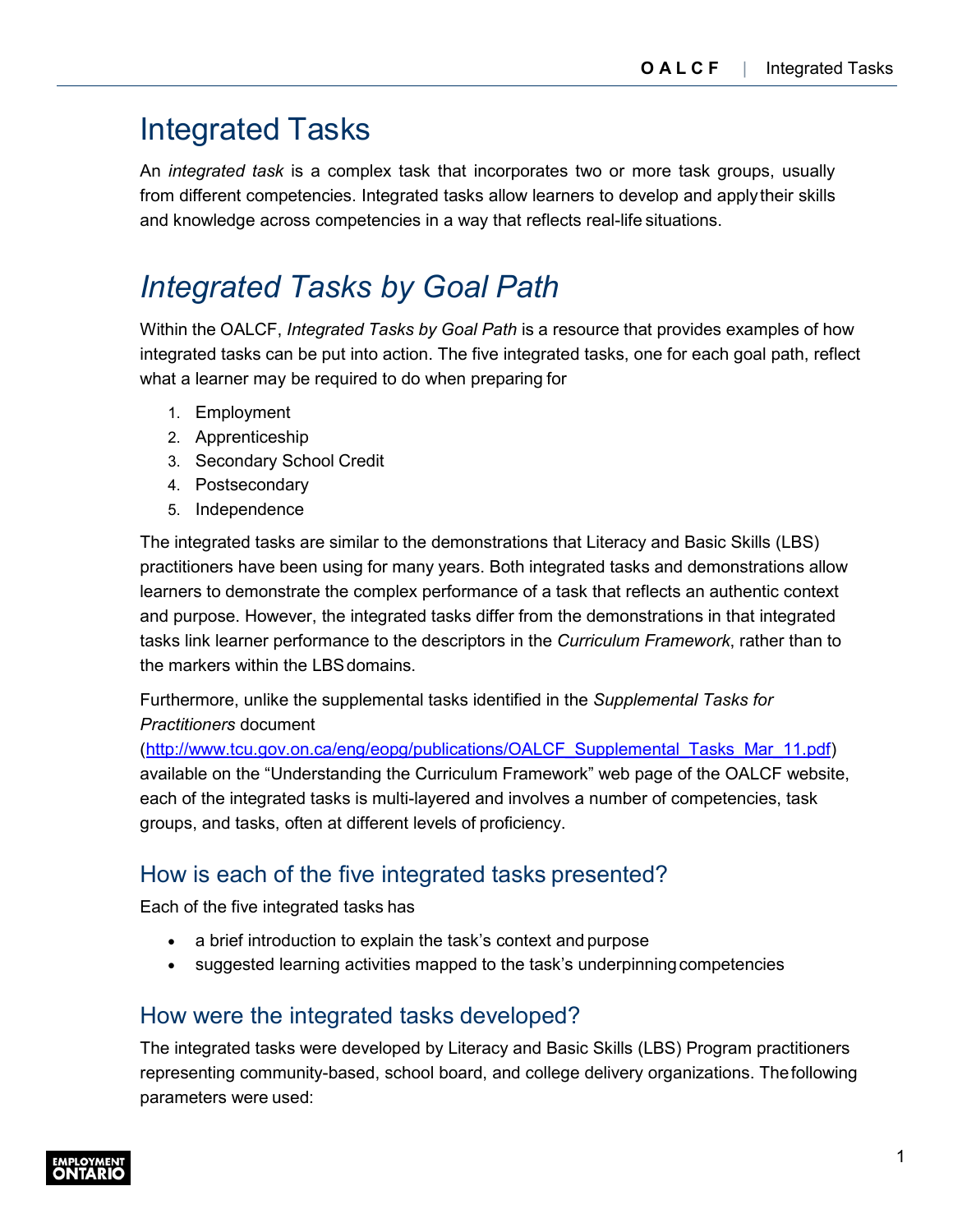# Integrated Tasks

An *integrated task* is a complex task that incorporates two or more task groups, usually from different competencies. Integrated tasks allow learners to develop and apply their skills and knowledge across competencies in a way that reflects real-life situations.

# *Integrated Tasks by Goal Path*

Within the OALCF, *Integrated Tasks by Goal Path* is a resource that provides examples of how integrated tasks can be put into action. The five integrated tasks, one for each goal path, reflect what a learner may be required to do when preparing for

1. Employment
2. Apprenticeship
3. Secondary School Credit
4. Postsecondary
5. Independence

The integrated tasks are similar to the demonstrations that Literacy and Basic Skills (LBS) practitioners have been using for many years. Both integrated tasks and demonstrations allow learners to demonstrate the complex performance of a task that reflects an authentic context and purpose. However, the integrated tasks differ from the demonstrations in that integrated tasks link learner performance to the descriptors in the *Curriculum Framework*, rather than to the markers within the LBS domains.

Furthermore, unlike the supplemental tasks identified in the *Supplemental Tasks for Practitioners* document (http://www.tcu.gov.on.ca/eng/eopg/publications/OALCF_Supplemental_Tasks_Mar_11.pdf) available on the "Understanding the Curriculum Framework" web page of the OALCF website, each of the integrated tasks is multi-layered and involves a number of competencies, task groups, and tasks, often at different levels of proficiency.

## How is each of the five integrated tasks presented?

Each of the five integrated tasks has

- a brief introduction to explain the task's context and purpose
- suggested learning activities mapped to the task's underpinning competencies

## How were the integrated tasks developed?

The integrated tasks were developed by Literacy and Basic Skills (LBS) Program practitioners representing community-based, school board, and college delivery organizations. The following parameters were used: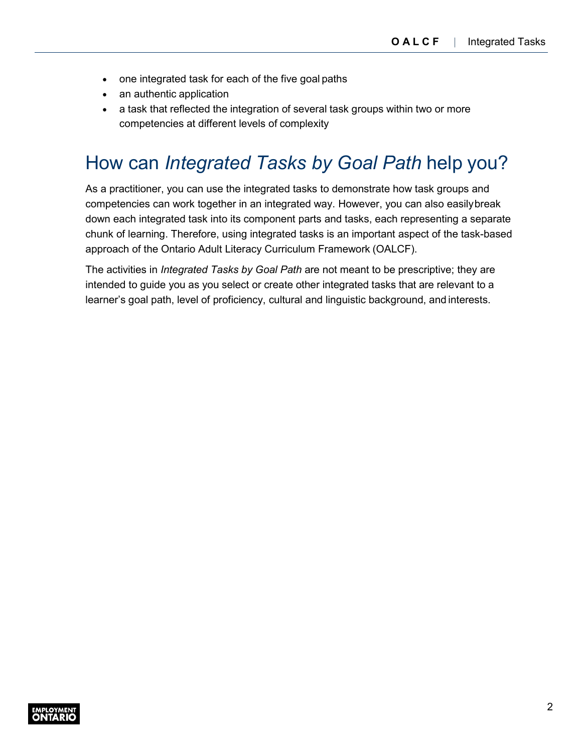- one integrated task for each of the five goal paths
- an authentic application
- a task that reflected the integration of several task groups within two or more competencies at different levels of complexity

## How can *Integrated Tasks by Goal Path* help you?

As a practitioner, you can use the integrated tasks to demonstrate how task groups and competencies can work together in an integrated way. However, you can also easily break down each integrated task into its component parts and tasks, each representing a separate chunk of learning. Therefore, using integrated tasks is an important aspect of the task-based approach of the Ontario Adult Literacy Curriculum Framework (OALCF).

The activities in *Integrated Tasks by Goal Path* are not meant to be prescriptive; they are intended to guide you as you select or create other integrated tasks that are relevant to a learner's goal path, level of proficiency, cultural and linguistic background, and interests.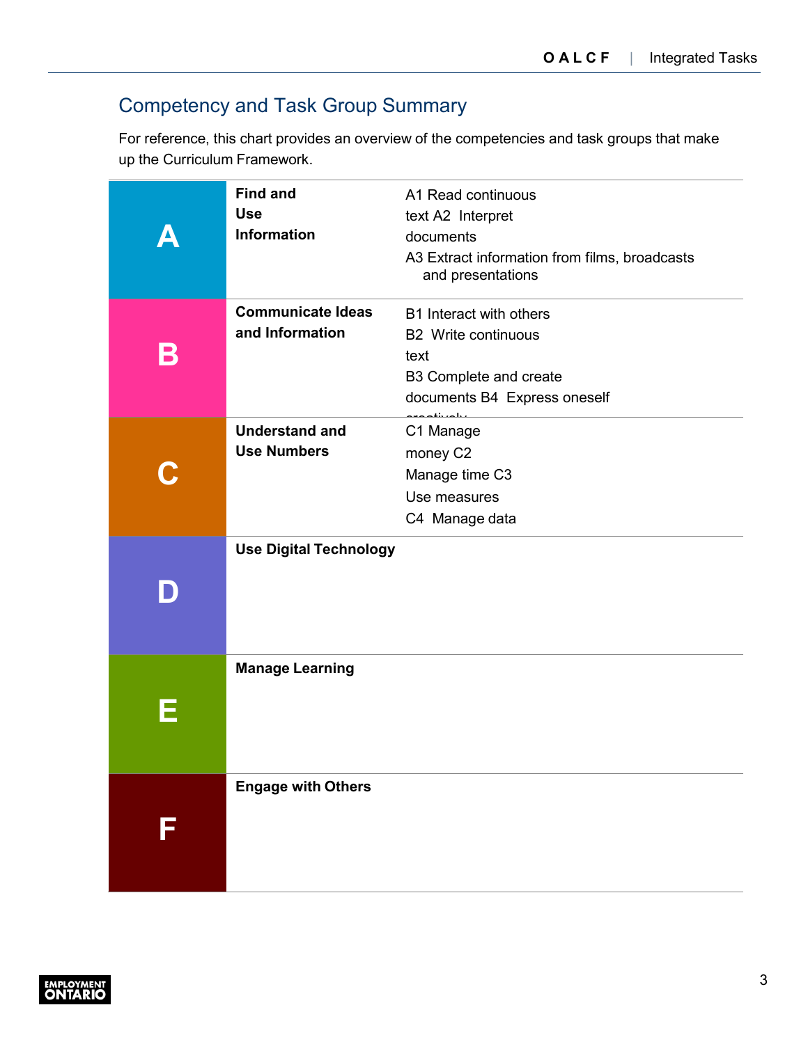## Competency and Task Group Summary

For reference, this chart provides an overview of the competencies and task groups that make up the Curriculum Framework.

| | Competency | Task Groups |
|---|---|---|
| **A** | **Find and Use Information** | A1 Read continuous text<br>A2 Interpret documents<br>A3 Extract information from films, broadcasts and presentations |
| **B** | **Communicate Ideas and Information** | B1 Interact with others<br>B2 Write continuous text<br>B3 Complete and create documents<br>B4 Express oneself creatively |
| **C** | **Understand and Use Numbers** | C1 Manage money<br>C2 Manage time<br>C3 Use measures<br>C4 Manage data |
| **D** | **Use Digital Technology** | |
| **E** | **Manage Learning** | |
| **F** | **Engage with Others** | |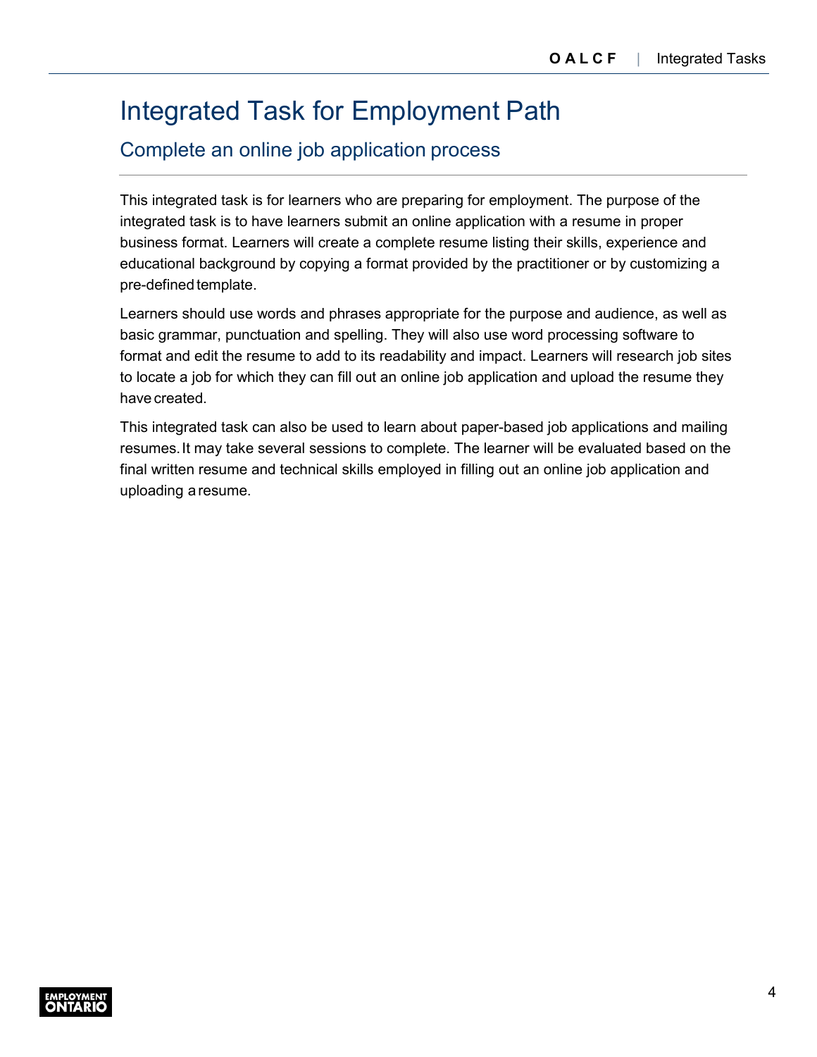# Integrated Task for Employment Path

## Complete an online job application process

This integrated task is for learners who are preparing for employment. The purpose of the integrated task is to have learners submit an online application with a resume in proper business format. Learners will create a complete resume listing their skills, experience and educational background by copying a format provided by the practitioner or by customizing a pre-defined template.

Learners should use words and phrases appropriate for the purpose and audience, as well as basic grammar, punctuation and spelling. They will also use word processing software to format and edit the resume to add to its readability and impact. Learners will research job sites to locate a job for which they can fill out an online job application and upload the resume they have created.

This integrated task can also be used to learn about paper-based job applications and mailing resumes. It may take several sessions to complete. The learner will be evaluated based on the final written resume and technical skills employed in filling out an online job application and uploading a resume.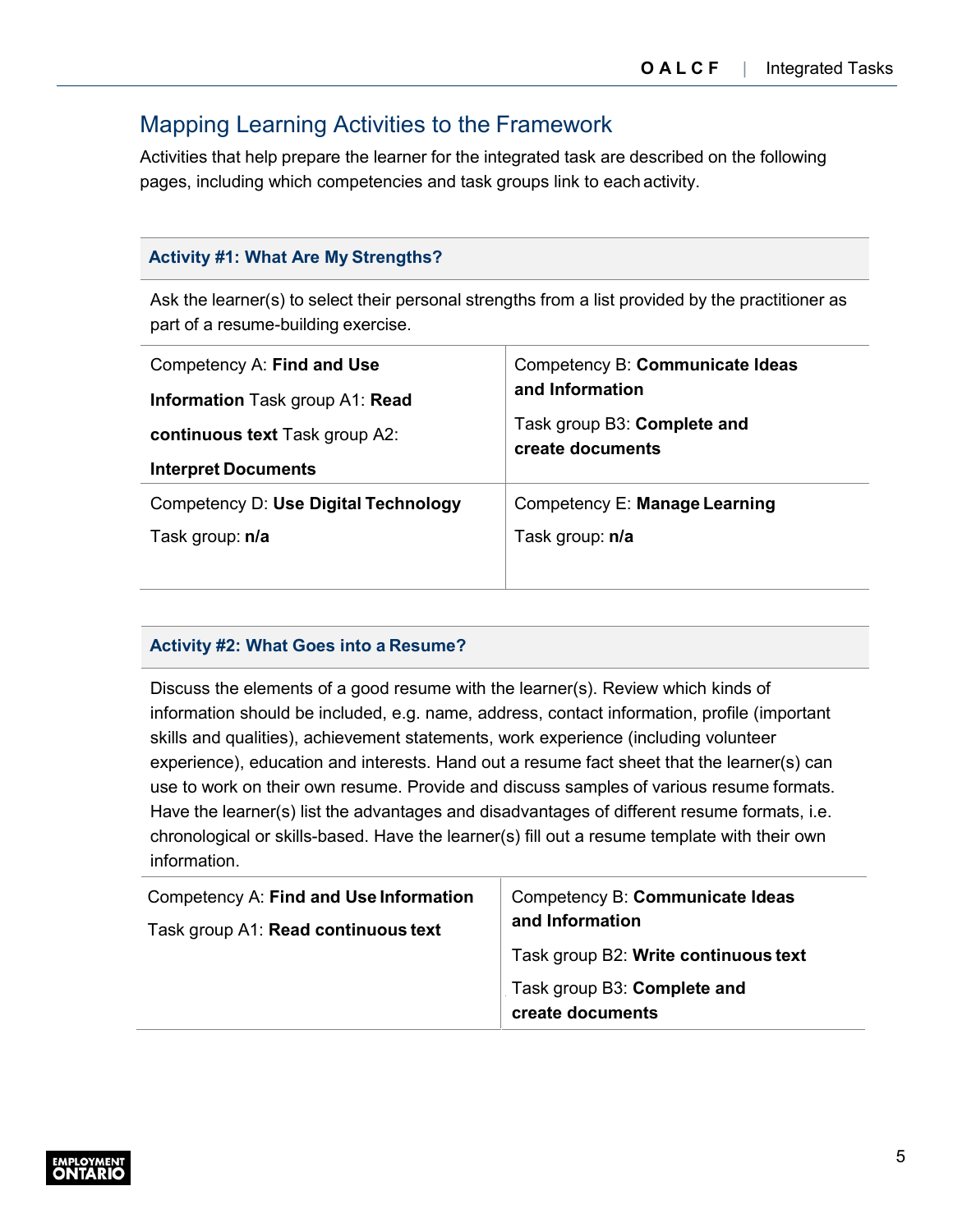## Mapping Learning Activities to the Framework

Activities that help prepare the learner for the integrated task are described on the following pages, including which competencies and task groups link to each activity.

### Activity #1: What Are My Strengths?

Ask the learner(s) to select their personal strengths from a list provided by the practitioner as part of a resume-building exercise.

| | |
|---|---|
| Competency A: **Find and Use Information** Task group A1: **Read continuous text** Task group A2: **Interpret Documents** | Competency B: **Communicate Ideas and Information** Task group B3: **Complete and create documents** |
| Competency D: **Use Digital Technology** Task group: **n/a** | Competency E: **Manage Learning** Task group: **n/a** |

### Activity #2: What Goes into a Resume?

Discuss the elements of a good resume with the learner(s). Review which kinds of information should be included, e.g. name, address, contact information, profile (important skills and qualities), achievement statements, work experience (including volunteer experience), education and interests. Hand out a resume fact sheet that the learner(s) can use to work on their own resume. Provide and discuss samples of various resume formats. Have the learner(s) list the advantages and disadvantages of different resume formats, i.e. chronological or skills-based. Have the learner(s) fill out a resume template with their own information.

| | |
|---|---|
| Competency A: **Find and Use Information** Task group A1: **Read continuous text** | Competency B: **Communicate Ideas and Information** Task group B2: **Write continuous text** Task group B3: **Complete and create documents** |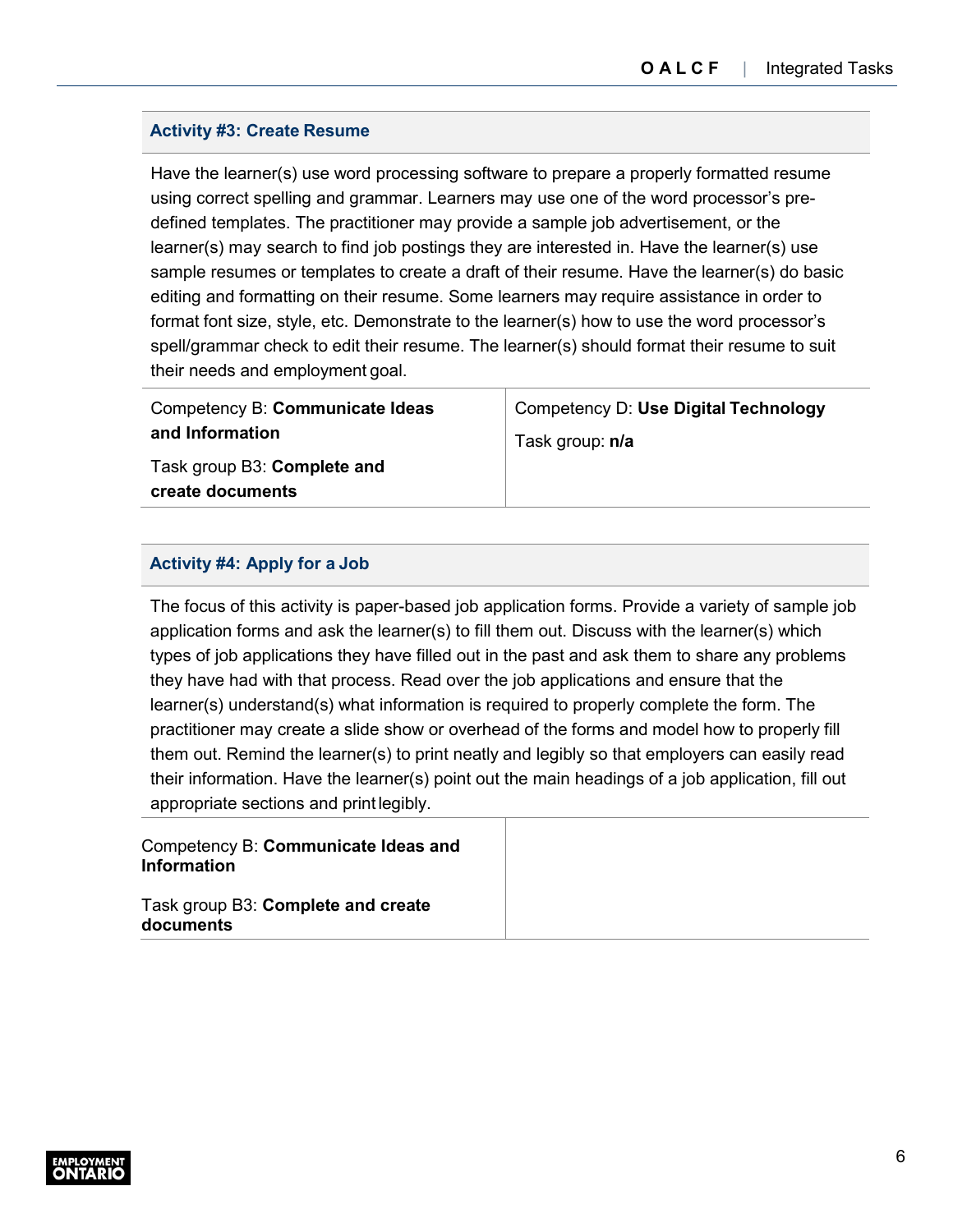### Activity #3: Create Resume

Have the learner(s) use word processing software to prepare a properly formatted resume using correct spelling and grammar. Learners may use one of the word processor's pre-defined templates. The practitioner may provide a sample job advertisement, or the learner(s) may search to find job postings they are interested in. Have the learner(s) use sample resumes or templates to create a draft of their resume. Have the learner(s) do basic editing and formatting on their resume. Some learners may require assistance in order to format font size, style, etc. Demonstrate to the learner(s) how to use the word processor's spell/grammar check to edit their resume. The learner(s) should format their resume to suit their needs and employment goal.

| Competency B: **Communicate Ideas and Information**<br><br>Task group B3: **Complete and create documents** | Competency D: **Use Digital Technology**<br><br>Task group: **n/a** |
|---|---|

### Activity #4: Apply for a Job

The focus of this activity is paper-based job application forms. Provide a variety of sample job application forms and ask the learner(s) to fill them out. Discuss with the learner(s) which types of job applications they have filled out in the past and ask them to share any problems they have had with that process. Read over the job applications and ensure that the learner(s) understand(s) what information is required to properly complete the form. The practitioner may create a slide show or overhead of the forms and model how to properly fill them out. Remind the learner(s) to print neatly and legibly so that employers can easily read their information. Have the learner(s) point out the main headings of a job application, fill out appropriate sections and print legibly.

| Competency B: **Communicate Ideas and Information**<br><br>Task group B3: **Complete and create documents** | |
|---|---|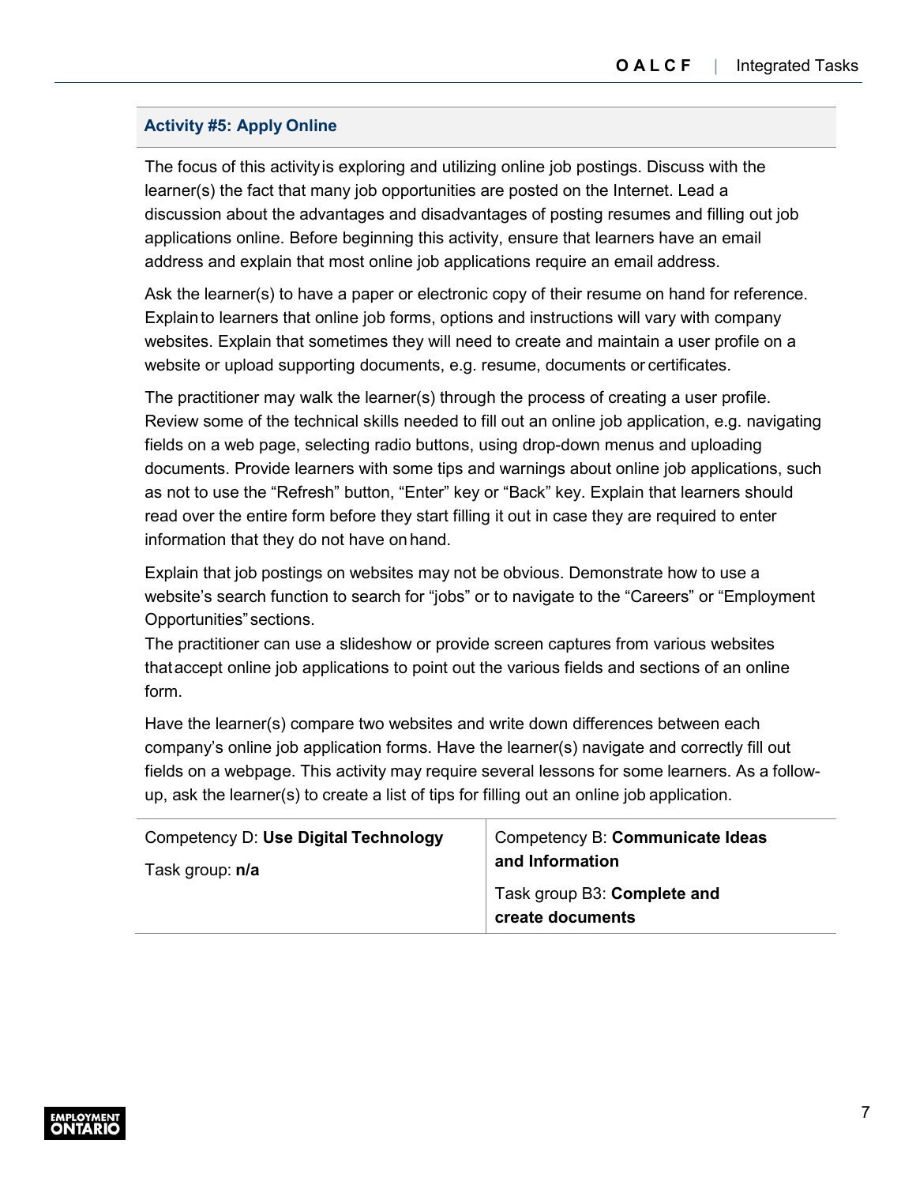### Activity #5: Apply Online

The focus of this activity is exploring and utilizing online job postings. Discuss with the learner(s) the fact that many job opportunities are posted on the Internet. Lead a discussion about the advantages and disadvantages of posting resumes and filling out job applications online. Before beginning this activity, ensure that learners have an email address and explain that most online job applications require an email address.

Ask the learner(s) to have a paper or electronic copy of their resume on hand for reference. Explain to learners that online job forms, options and instructions will vary with company websites. Explain that sometimes they will need to create and maintain a user profile on a website or upload supporting documents, e.g. resume, documents or certificates.

The practitioner may walk the learner(s) through the process of creating a user profile. Review some of the technical skills needed to fill out an online job application, e.g. navigating fields on a web page, selecting radio buttons, using drop-down menus and uploading documents. Provide learners with some tips and warnings about online job applications, such as not to use the "Refresh" button, "Enter" key or "Back" key. Explain that learners should read over the entire form before they start filling it out in case they are required to enter information that they do not have on hand.

Explain that job postings on websites may not be obvious. Demonstrate how to use a website's search function to search for "jobs" or to navigate to the "Careers" or "Employment Opportunities" sections.

The practitioner can use a slideshow or provide screen captures from various websites that accept online job applications to point out the various fields and sections of an online form.

Have the learner(s) compare two websites and write down differences between each company's online job application forms. Have the learner(s) navigate and correctly fill out fields on a webpage. This activity may require several lessons for some learners. As a follow-up, ask the learner(s) to create a list of tips for filling out an online job application.

| Competency D: **Use Digital Technology**<br>Task group: **n/a** | Competency B: **Communicate Ideas and Information**<br>Task group B3: **Complete and create documents** |
|---|---|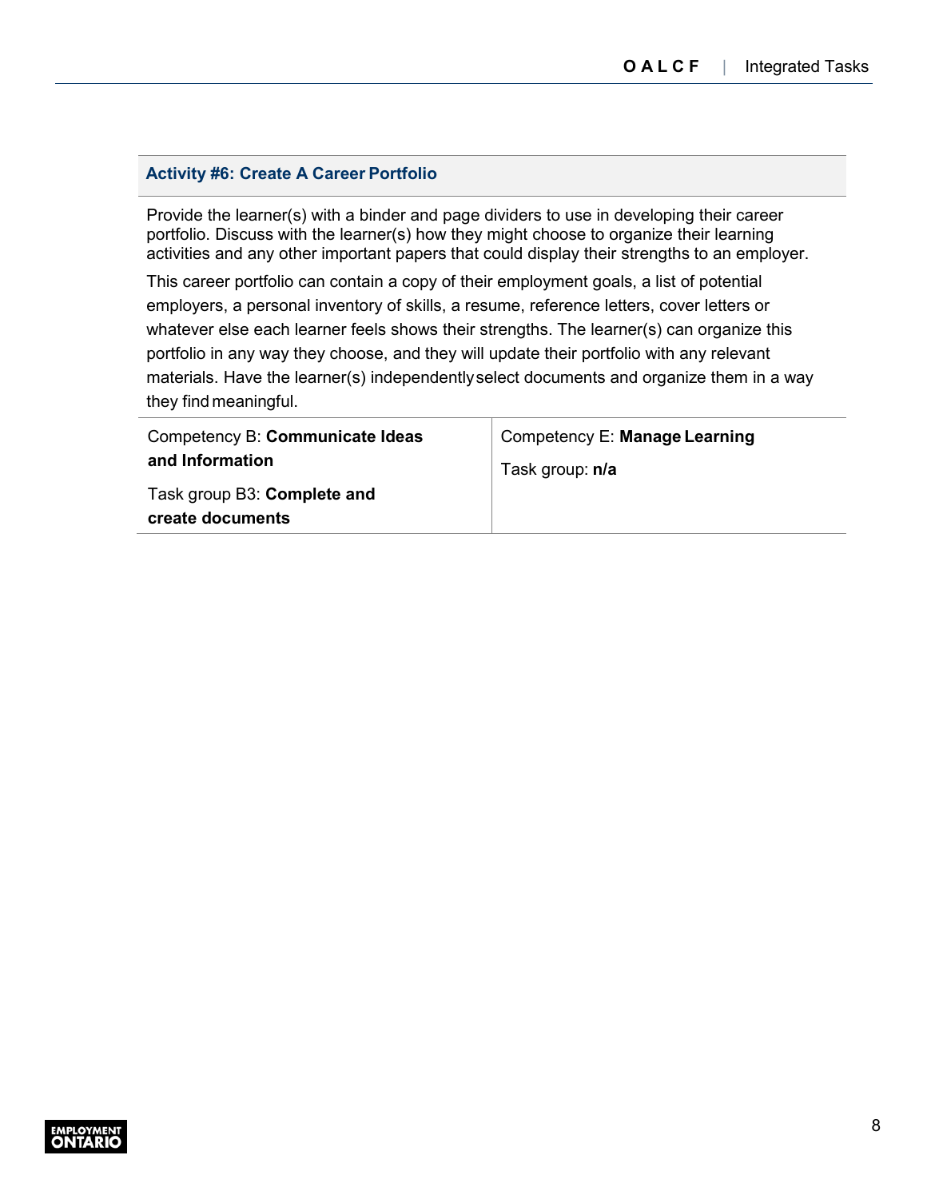### Activity #6: Create A Career Portfolio

Provide the learner(s) with a binder and page dividers to use in developing their career portfolio. Discuss with the learner(s) how they might choose to organize their learning activities and any other important papers that could display their strengths to an employer.

This career portfolio can contain a copy of their employment goals, a list of potential employers, a personal inventory of skills, a resume, reference letters, cover letters or whatever else each learner feels shows their strengths. The learner(s) can organize this portfolio in any way they choose, and they will update their portfolio with any relevant materials. Have the learner(s) independently select documents and organize them in a way they find meaningful.

| Competency B: **Communicate Ideas and Information**<br><br>Task group B3: **Complete and create documents** | Competency E: **Manage Learning**<br><br>Task group: **n/a** |
|---|---|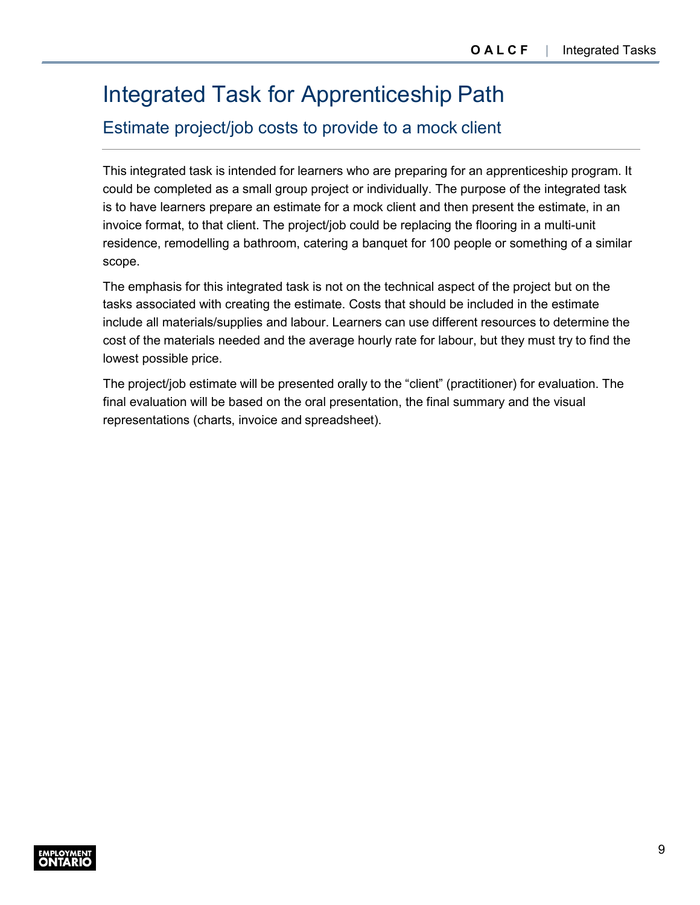# Integrated Task for Apprenticeship Path

## Estimate project/job costs to provide to a mock client

This integrated task is intended for learners who are preparing for an apprenticeship program. It could be completed as a small group project or individually. The purpose of the integrated task is to have learners prepare an estimate for a mock client and then present the estimate, in an invoice format, to that client. The project/job could be replacing the flooring in a multi-unit residence, remodelling a bathroom, catering a banquet for 100 people or something of a similar scope.

The emphasis for this integrated task is not on the technical aspect of the project but on the tasks associated with creating the estimate. Costs that should be included in the estimate include all materials/supplies and labour. Learners can use different resources to determine the cost of the materials needed and the average hourly rate for labour, but they must try to find the lowest possible price.

The project/job estimate will be presented orally to the "client" (practitioner) for evaluation. The final evaluation will be based on the oral presentation, the final summary and the visual representations (charts, invoice and spreadsheet).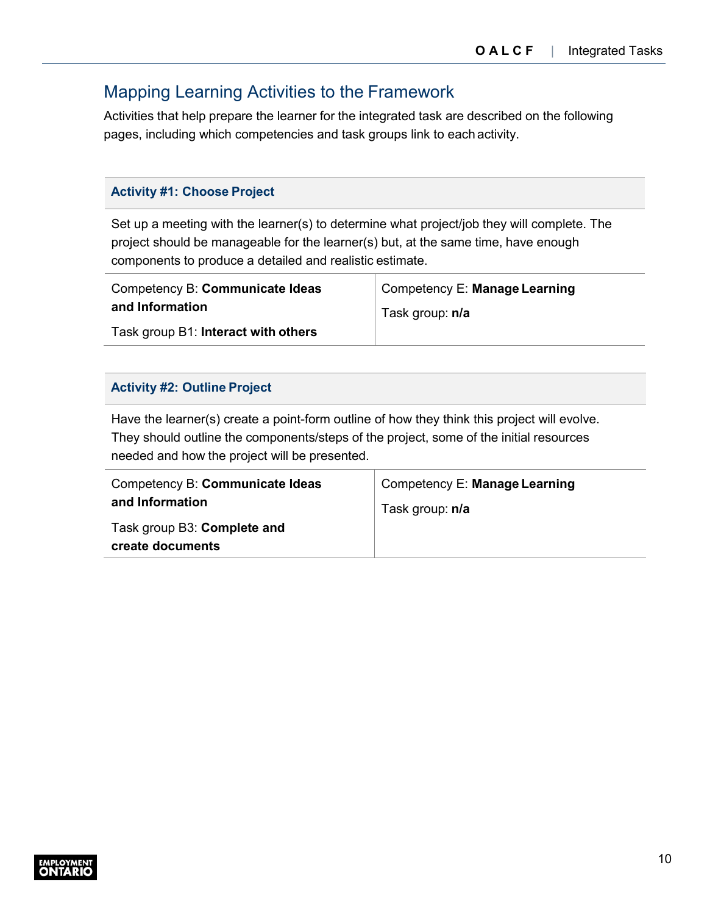## Mapping Learning Activities to the Framework

Activities that help prepare the learner for the integrated task are described on the following pages, including which competencies and task groups link to each activity.

| **Activity #1: Choose Project** | |
|---|---|
| Set up a meeting with the learner(s) to determine what project/job they will complete. The project should be manageable for the learner(s) but, at the same time, have enough components to produce a detailed and realistic estimate. | |
| Competency B: **Communicate Ideas and Information**<br><br>Task group B1: **Interact with others** | Competency E: **Manage Learning**<br><br>Task group: **n/a** |

| **Activity #2: Outline Project** | |
|---|---|
| Have the learner(s) create a point-form outline of how they think this project will evolve. They should outline the components/steps of the project, some of the initial resources needed and how the project will be presented. | |
| Competency B: **Communicate Ideas and Information**<br><br>Task group B3: **Complete and create documents** | Competency E: **Manage Learning**<br><br>Task group: **n/a** |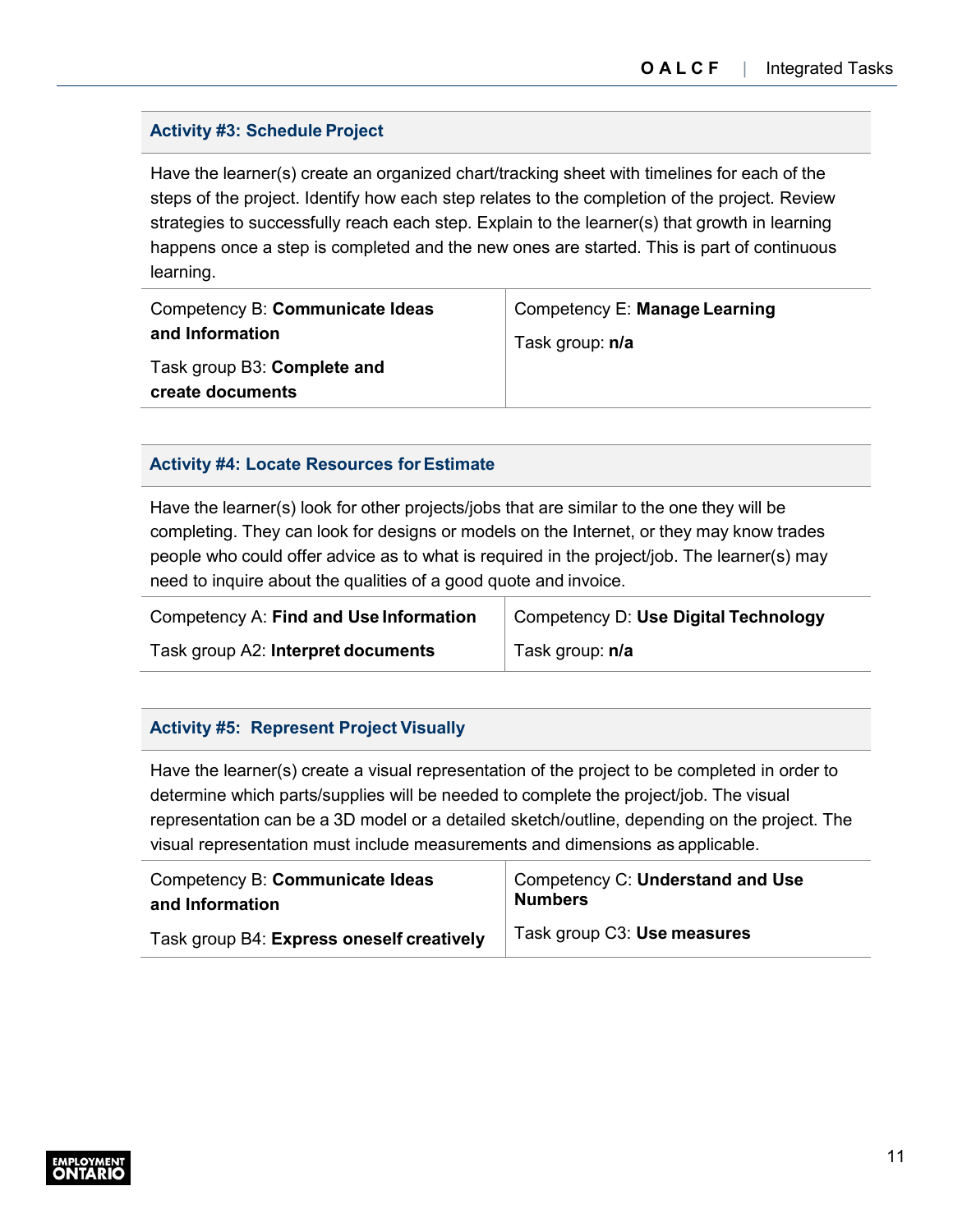### Activity #3: Schedule Project

Have the learner(s) create an organized chart/tracking sheet with timelines for each of the steps of the project. Identify how each step relates to the completion of the project. Review strategies to successfully reach each step. Explain to the learner(s) that growth in learning happens once a step is completed and the new ones are started. This is part of continuous learning.

| Competency B: **Communicate Ideas and Information** | Competency E: **Manage Learning** |
|---|---|
| Task group B3: **Complete and create documents** | Task group: **n/a** |

### Activity #4: Locate Resources for Estimate

Have the learner(s) look for other projects/jobs that are similar to the one they will be completing. They can look for designs or models on the Internet, or they may know trades people who could offer advice as to what is required in the project/job. The learner(s) may need to inquire about the qualities of a good quote and invoice.

| Competency A: **Find and Use Information** | Competency D: **Use Digital Technology** |
|---|---|
| Task group A2: **Interpret documents** | Task group: **n/a** |

### Activity #5: Represent Project Visually

Have the learner(s) create a visual representation of the project to be completed in order to determine which parts/supplies will be needed to complete the project/job. The visual representation can be a 3D model or a detailed sketch/outline, depending on the project. The visual representation must include measurements and dimensions as applicable.

| Competency B: **Communicate Ideas and Information** | Competency C: **Understand and Use Numbers** |
|---|---|
| Task group B4: **Express oneself creatively** | Task group C3: **Use measures** |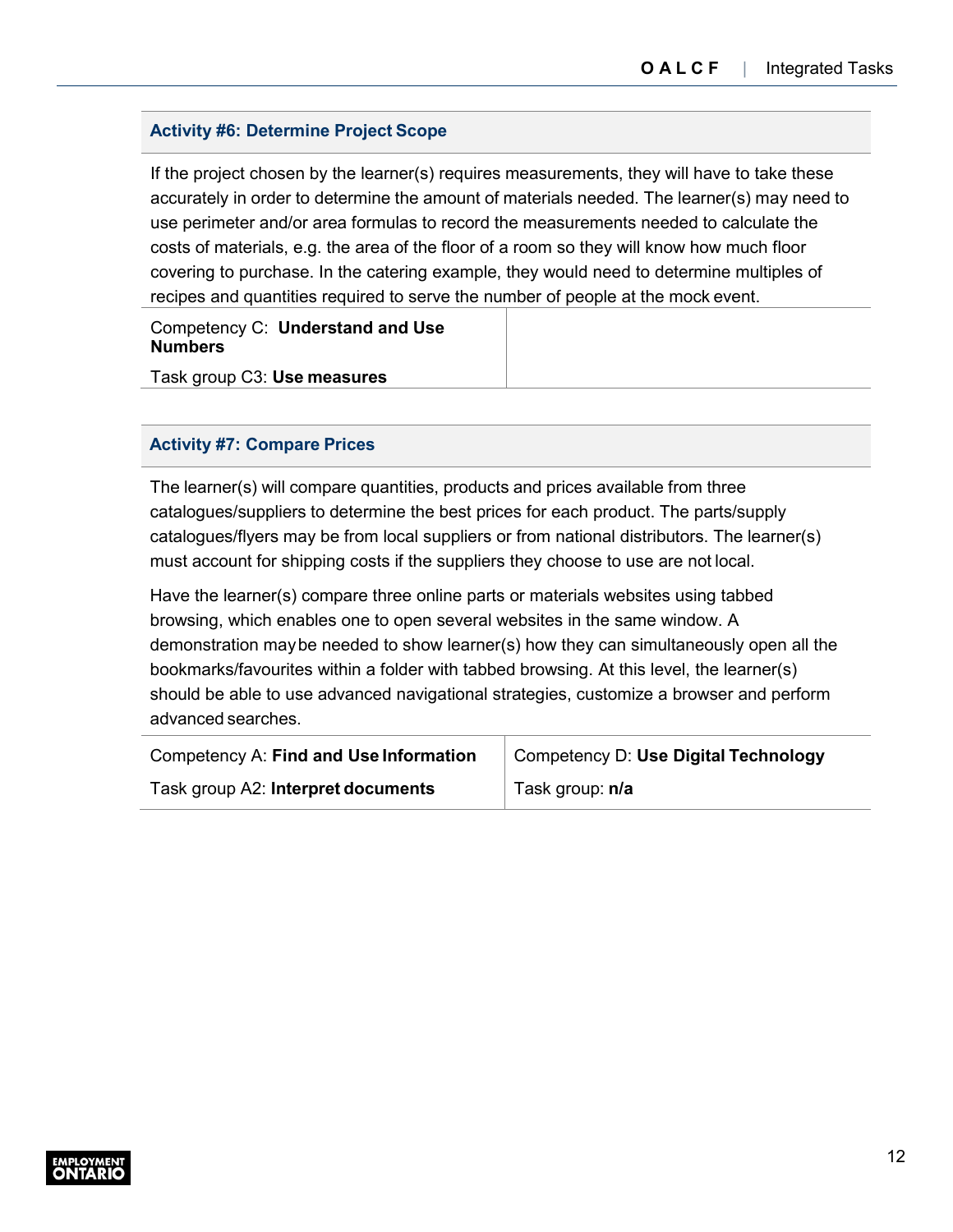### Activity #6: Determine Project Scope

If the project chosen by the learner(s) requires measurements, they will have to take these accurately in order to determine the amount of materials needed. The learner(s) may need to use perimeter and/or area formulas to record the measurements needed to calculate the costs of materials, e.g. the area of the floor of a room so they will know how much floor covering to purchase. In the catering example, they would need to determine multiples of recipes and quantities required to serve the number of people at the mock event.

| Competency C: **Understand and Use Numbers** | |
|---|---|
| Task group C3: **Use measures** | |

### Activity #7: Compare Prices

The learner(s) will compare quantities, products and prices available from three catalogues/suppliers to determine the best prices for each product. The parts/supply catalogues/flyers may be from local suppliers or from national distributors. The learner(s) must account for shipping costs if the suppliers they choose to use are not local.

Have the learner(s) compare three online parts or materials websites using tabbed browsing, which enables one to open several websites in the same window. A demonstration may be needed to show learner(s) how they can simultaneously open all the bookmarks/favourites within a folder with tabbed browsing. At this level, the learner(s) should be able to use advanced navigational strategies, customize a browser and perform advanced searches.

| Competency A: **Find and Use Information** | Competency D: **Use Digital Technology** |
|---|---|
| Task group A2: **Interpret documents** | Task group: **n/a** |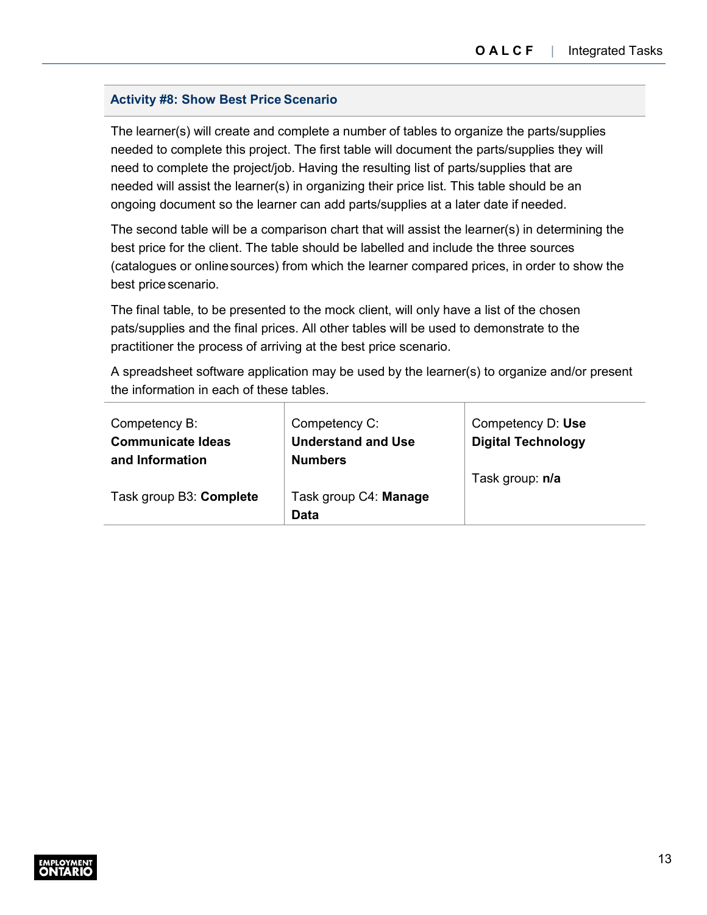### Activity #8: Show Best Price Scenario

The learner(s) will create and complete a number of tables to organize the parts/supplies needed to complete this project. The first table will document the parts/supplies they will need to complete the project/job. Having the resulting list of parts/supplies that are needed will assist the learner(s) in organizing their price list. This table should be an ongoing document so the learner can add parts/supplies at a later date if needed.

The second table will be a comparison chart that will assist the learner(s) in determining the best price for the client. The table should be labelled and include the three sources (catalogues or online sources) from which the learner compared prices, in order to show the best price scenario.

The final table, to be presented to the mock client, will only have a list of the chosen pats/supplies and the final prices. All other tables will be used to demonstrate to the practitioner the process of arriving at the best price scenario.

A spreadsheet software application may be used by the learner(s) to organize and/or present the information in each of these tables.

| Competency B: **Communicate Ideas and Information** | Competency C: **Understand and Use Numbers** | Competency D: **Use Digital Technology** |
|---|---|---|
| Task group B3: **Complete** | Task group C4: **Manage Data** | Task group: **n/a** |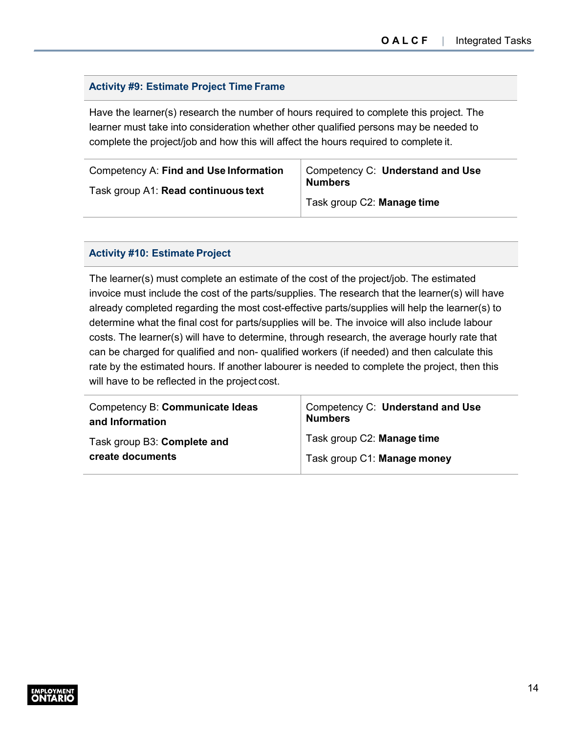### Activity #9: Estimate Project Time Frame

Have the learner(s) research the number of hours required to complete this project. The learner must take into consideration whether other qualified persons may be needed to complete the project/job and how this will affect the hours required to complete it.

| Competency A: **Find and Use Information**<br>Task group A1: **Read continuous text** | Competency C: **Understand and Use Numbers**<br>Task group C2: **Manage time** |
|---|---|

### Activity #10: Estimate Project

The learner(s) must complete an estimate of the cost of the project/job. The estimated invoice must include the cost of the parts/supplies. The research that the learner(s) will have already completed regarding the most cost-effective parts/supplies will help the learner(s) to determine what the final cost for parts/supplies will be. The invoice will also include labour costs. The learner(s) will have to determine, through research, the average hourly rate that can be charged for qualified and non- qualified workers (if needed) and then calculate this rate by the estimated hours. If another labourer is needed to complete the project, then this will have to be reflected in the project cost.

| Competency B: **Communicate Ideas and Information**<br>Task group B3: **Complete and create documents** | Competency C: **Understand and Use Numbers**<br>Task group C2: **Manage time**<br>Task group C1: **Manage money** |
|---|---|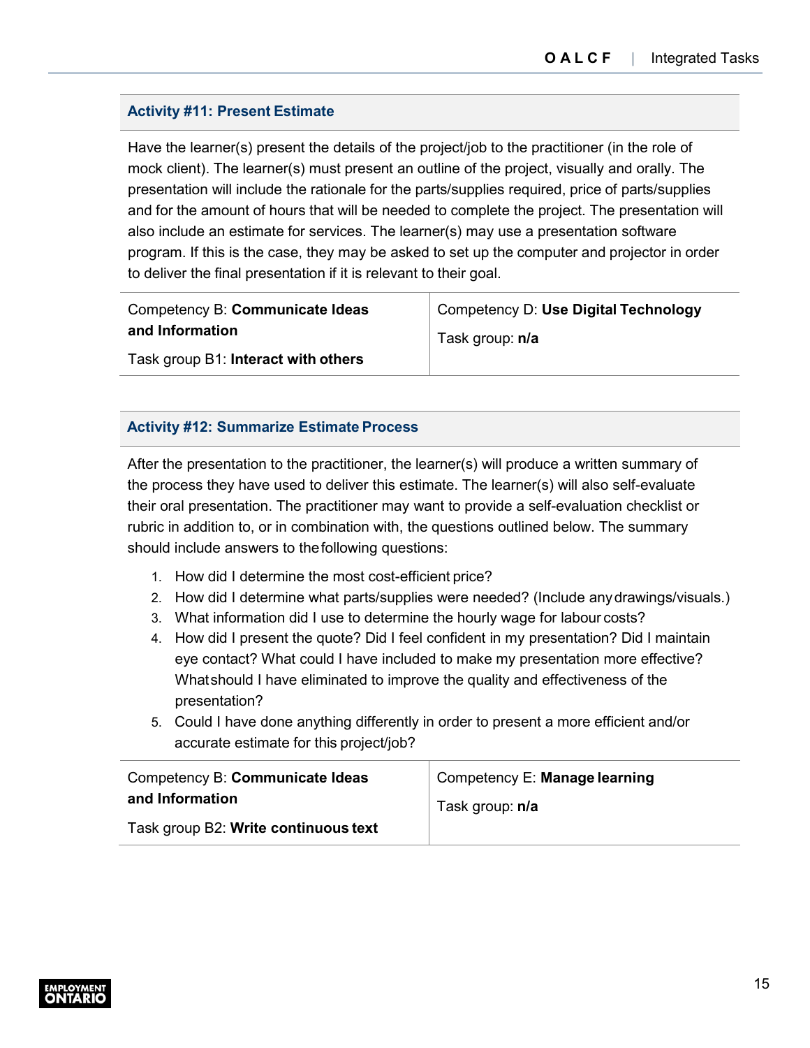### Activity #11: Present Estimate

Have the learner(s) present the details of the project/job to the practitioner (in the role of mock client). The learner(s) must present an outline of the project, visually and orally. The presentation will include the rationale for the parts/supplies required, price of parts/supplies and for the amount of hours that will be needed to complete the project. The presentation will also include an estimate for services. The learner(s) may use a presentation software program. If this is the case, they may be asked to set up the computer and projector in order to deliver the final presentation if it is relevant to their goal.

| Competency B: **Communicate Ideas and Information** | Competency D: **Use Digital Technology** |
|---|---|
| Task group B1: **Interact with others** | Task group: **n/a** |

### Activity #12: Summarize Estimate Process

After the presentation to the practitioner, the learner(s) will produce a written summary of the process they have used to deliver this estimate. The learner(s) will also self-evaluate their oral presentation. The practitioner may want to provide a self-evaluation checklist or rubric in addition to, or in combination with, the questions outlined below. The summary should include answers to the following questions:

1. How did I determine the most cost-efficient price?
2. How did I determine what parts/supplies were needed? (Include any drawings/visuals.)
3. What information did I use to determine the hourly wage for labour costs?
4. How did I present the quote? Did I feel confident in my presentation? Did I maintain eye contact? What could I have included to make my presentation more effective? What should I have eliminated to improve the quality and effectiveness of the presentation?
5. Could I have done anything differently in order to present a more efficient and/or accurate estimate for this project/job?

| Competency B: **Communicate Ideas and Information** | Competency E: **Manage learning** |
|---|---|
| Task group B2: **Write continuous text** | Task group: **n/a** |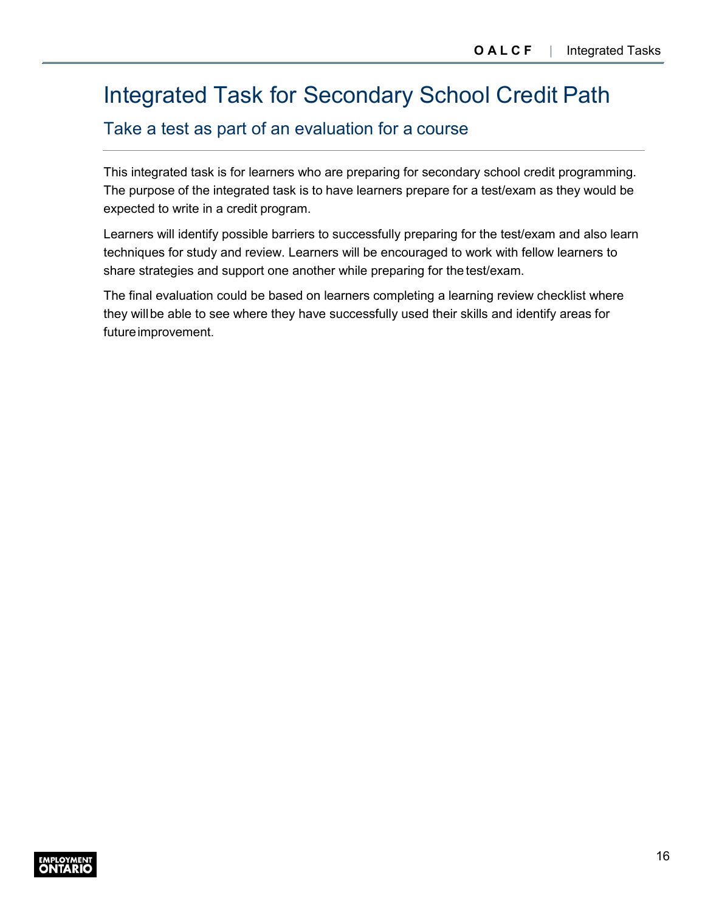# Integrated Task for Secondary School Credit Path

## Take a test as part of an evaluation for a course

This integrated task is for learners who are preparing for secondary school credit programming. The purpose of the integrated task is to have learners prepare for a test/exam as they would be expected to write in a credit program.

Learners will identify possible barriers to successfully preparing for the test/exam and also learn techniques for study and review. Learners will be encouraged to work with fellow learners to share strategies and support one another while preparing for the test/exam.

The final evaluation could be based on learners completing a learning review checklist where they will be able to see where they have successfully used their skills and identify areas for future improvement.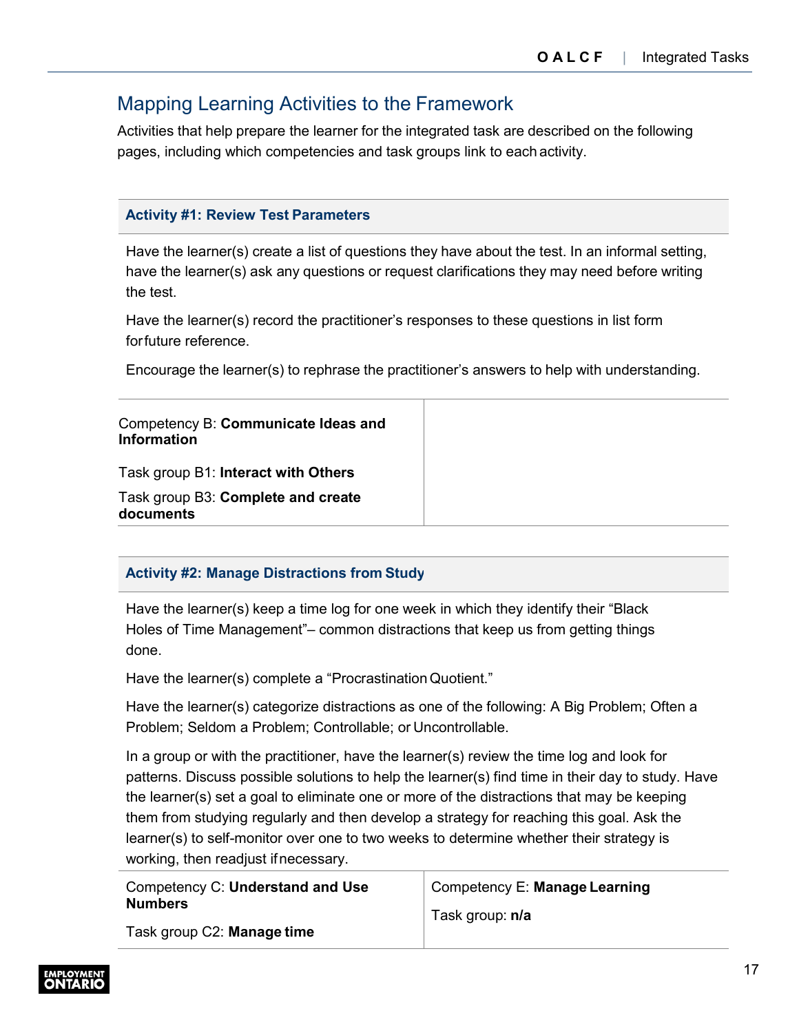## Mapping Learning Activities to the Framework

Activities that help prepare the learner for the integrated task are described on the following pages, including which competencies and task groups link to each activity.

### Activity #1: Review Test Parameters

Have the learner(s) create a list of questions they have about the test. In an informal setting, have the learner(s) ask any questions or request clarifications they may need before writing the test.

Have the learner(s) record the practitioner's responses to these questions in list form for future reference.

Encourage the learner(s) to rephrase the practitioner's answers to help with understanding.

| Competency B: **Communicate Ideas and Information**<br><br>Task group B1: **Interact with Others**<br><br>Task group B3: **Complete and create documents** | |
|---|---|

### Activity #2: Manage Distractions from Study

Have the learner(s) keep a time log for one week in which they identify their "Black Holes of Time Management"– common distractions that keep us from getting things done.

Have the learner(s) complete a "Procrastination Quotient."

Have the learner(s) categorize distractions as one of the following: A Big Problem; Often a Problem; Seldom a Problem; Controllable; or Uncontrollable.

In a group or with the practitioner, have the learner(s) review the time log and look for patterns. Discuss possible solutions to help the learner(s) find time in their day to study. Have the learner(s) set a goal to eliminate one or more of the distractions that may be keeping them from studying regularly and then develop a strategy for reaching this goal. Ask the learner(s) to self-monitor over one to two weeks to determine whether their strategy is working, then readjust if necessary.

| Competency C: **Understand and Use Numbers**<br><br>Task group C2: **Manage time** | Competency E: **Manage Learning**<br><br>Task group: **n/a** |
|---|---|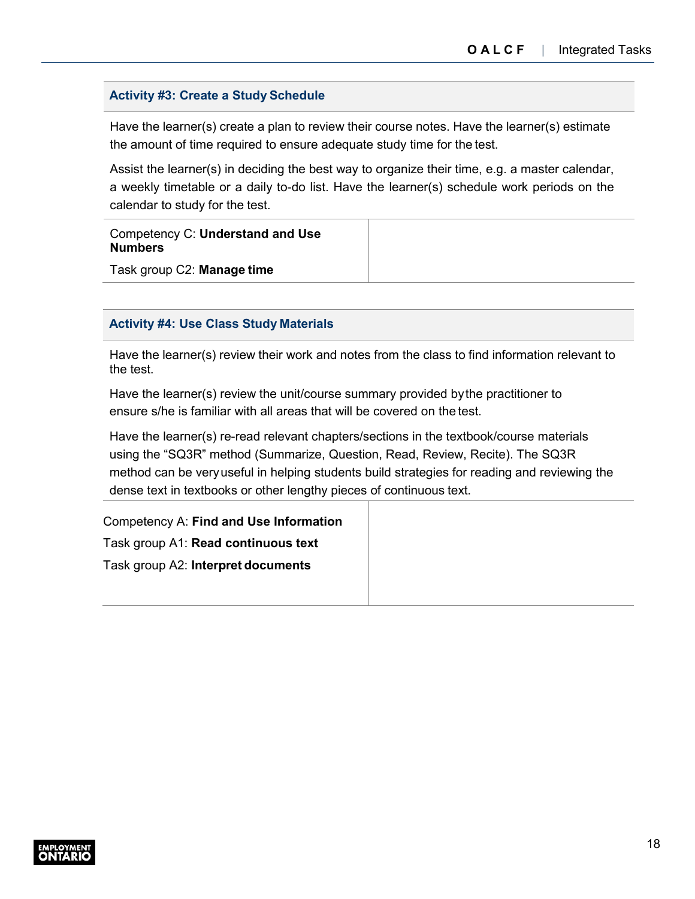### Activity #3: Create a Study Schedule

Have the learner(s) create a plan to review their course notes. Have the learner(s) estimate the amount of time required to ensure adequate study time for the test.

Assist the learner(s) in deciding the best way to organize their time, e.g. a master calendar, a weekly timetable or a daily to-do list. Have the learner(s) schedule work periods on the calendar to study for the test.

| Competency C: **Understand and Use Numbers**<br>Task group C2: **Manage time** | |
|---|---|

### Activity #4: Use Class Study Materials

Have the learner(s) review their work and notes from the class to find information relevant to the test.

Have the learner(s) review the unit/course summary provided by the practitioner to ensure s/he is familiar with all areas that will be covered on the test.

Have the learner(s) re-read relevant chapters/sections in the textbook/course materials using the “SQ3R” method (Summarize, Question, Read, Review, Recite). The SQ3R method can be very useful in helping students build strategies for reading and reviewing the dense text in textbooks or other lengthy pieces of continuous text.

| Competency A: **Find and Use Information**<br>Task group A1: **Read continuous text**<br>Task group A2: **Interpret documents** | |
|---|---|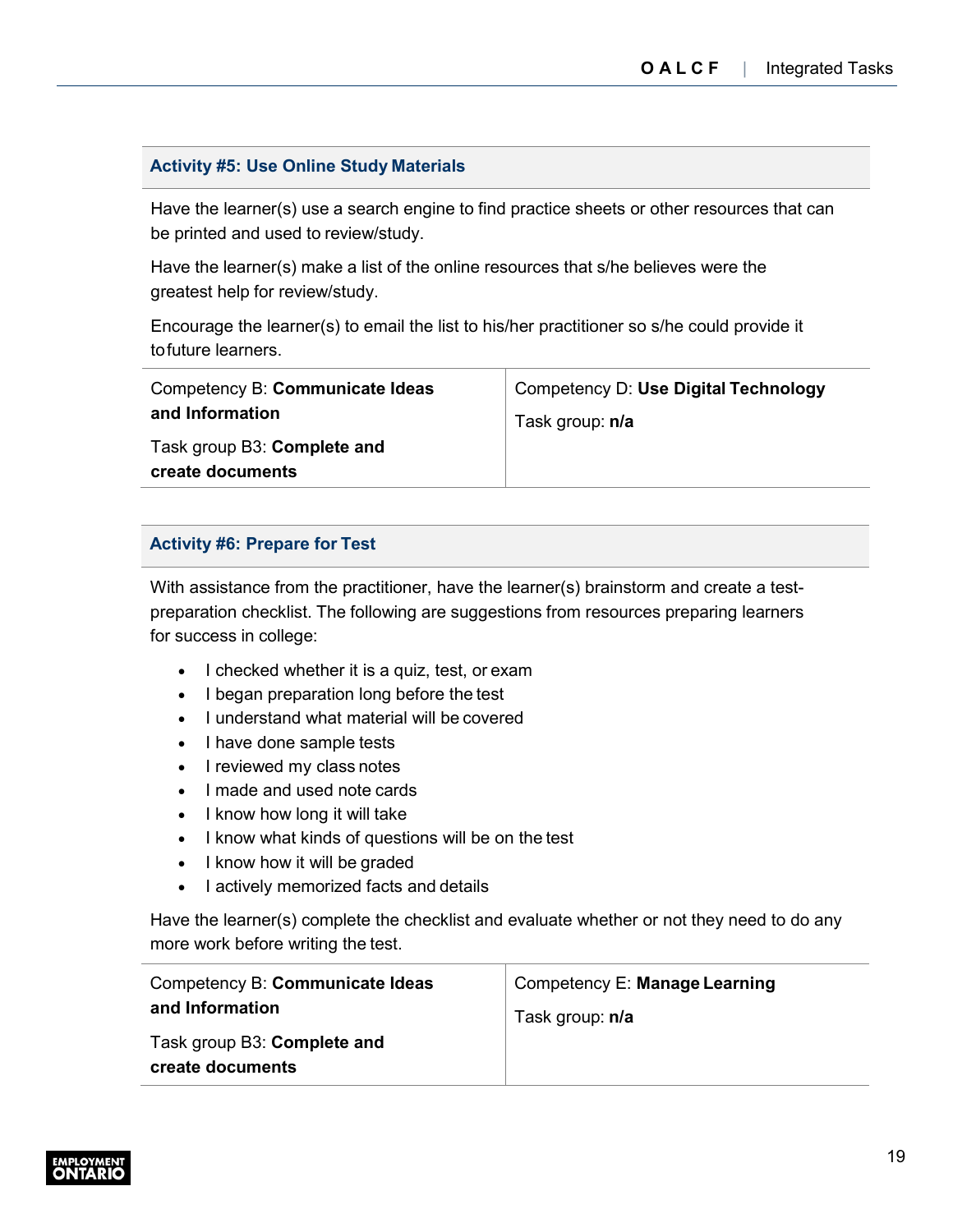### Activity #5: Use Online Study Materials

Have the learner(s) use a search engine to find practice sheets or other resources that can be printed and used to review/study.

Have the learner(s) make a list of the online resources that s/he believes were the greatest help for review/study.

Encourage the learner(s) to email the list to his/her practitioner so s/he could provide it to future learners.

| Competency B: **Communicate Ideas and Information**<br>Task group B3: **Complete and create documents** | Competency D: **Use Digital Technology**<br>Task group: **n/a** |
| --- | --- |

### Activity #6: Prepare for Test

With assistance from the practitioner, have the learner(s) brainstorm and create a test-preparation checklist. The following are suggestions from resources preparing learners for success in college:

- I checked whether it is a quiz, test, or exam
- I began preparation long before the test
- I understand what material will be covered
- I have done sample tests
- I reviewed my class notes
- I made and used note cards
- I know how long it will take
- I know what kinds of questions will be on the test
- I know how it will be graded
- I actively memorized facts and details

Have the learner(s) complete the checklist and evaluate whether or not they need to do any more work before writing the test.

| Competency B: **Communicate Ideas and Information**<br>Task group B3: **Complete and create documents** | Competency E: **Manage Learning**<br>Task group: **n/a** |
| --- | --- |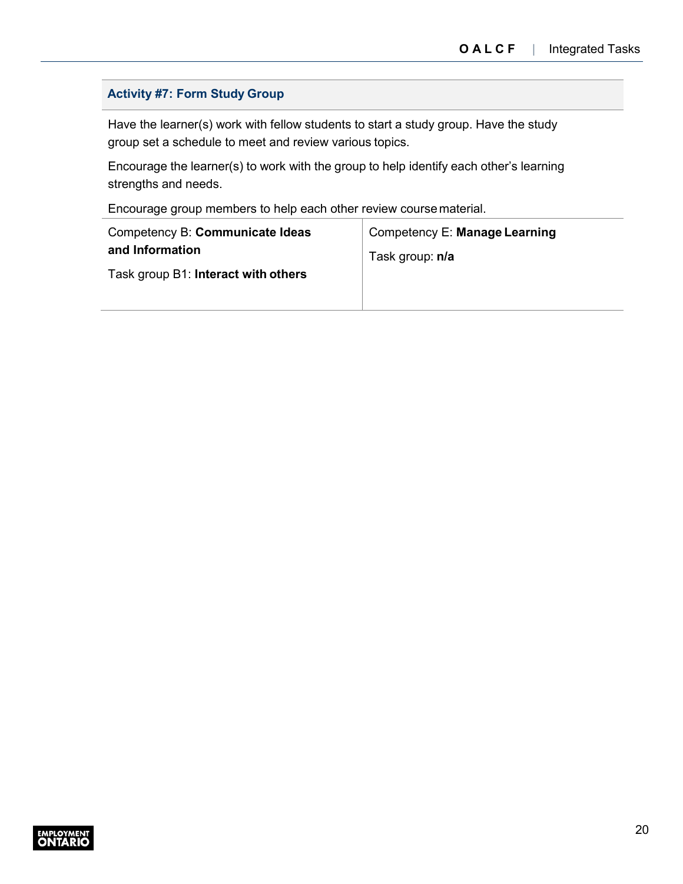### Activity #7: Form Study Group

Have the learner(s) work with fellow students to start a study group. Have the study group set a schedule to meet and review various topics.

Encourage the learner(s) to work with the group to help identify each other's learning strengths and needs.

Encourage group members to help each other review course material.

| Competency B: **Communicate Ideas and Information** | Competency E: **Manage Learning** |
|---|---|
| Task group B1: **Interact with others** | Task group: **n/a** |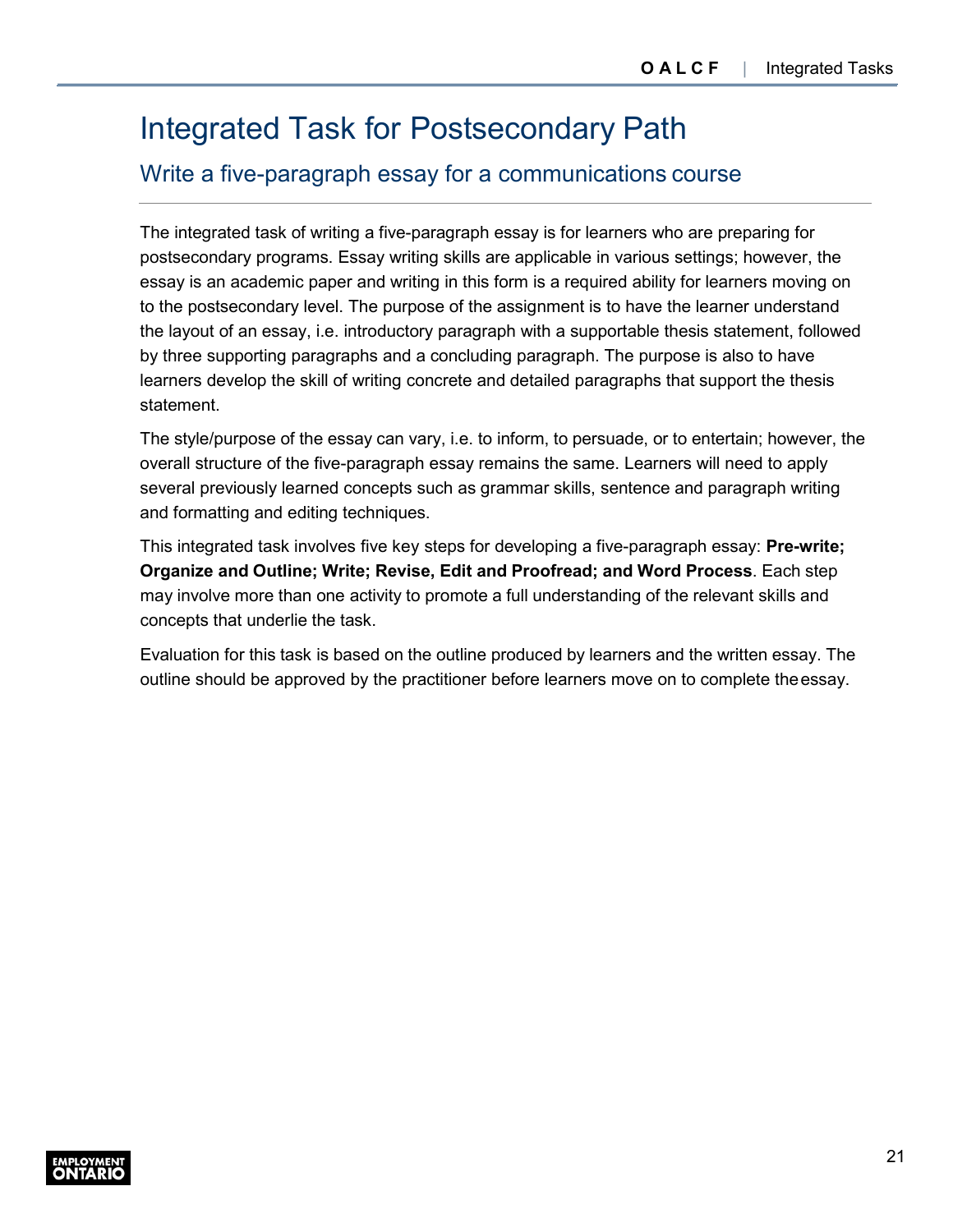# Integrated Task for Postsecondary Path

## Write a five-paragraph essay for a communications course

The integrated task of writing a five-paragraph essay is for learners who are preparing for postsecondary programs. Essay writing skills are applicable in various settings; however, the essay is an academic paper and writing in this form is a required ability for learners moving on to the postsecondary level. The purpose of the assignment is to have the learner understand the layout of an essay, i.e. introductory paragraph with a supportable thesis statement, followed by three supporting paragraphs and a concluding paragraph. The purpose is also to have learners develop the skill of writing concrete and detailed paragraphs that support the thesis statement.

The style/purpose of the essay can vary, i.e. to inform, to persuade, or to entertain; however, the overall structure of the five-paragraph essay remains the same. Learners will need to apply several previously learned concepts such as grammar skills, sentence and paragraph writing and formatting and editing techniques.

This integrated task involves five key steps for developing a five-paragraph essay: **Pre-write; Organize and Outline; Write; Revise, Edit and Proofread; and Word Process**. Each step may involve more than one activity to promote a full understanding of the relevant skills and concepts that underlie the task.

Evaluation for this task is based on the outline produced by learners and the written essay. The outline should be approved by the practitioner before learners move on to complete the essay.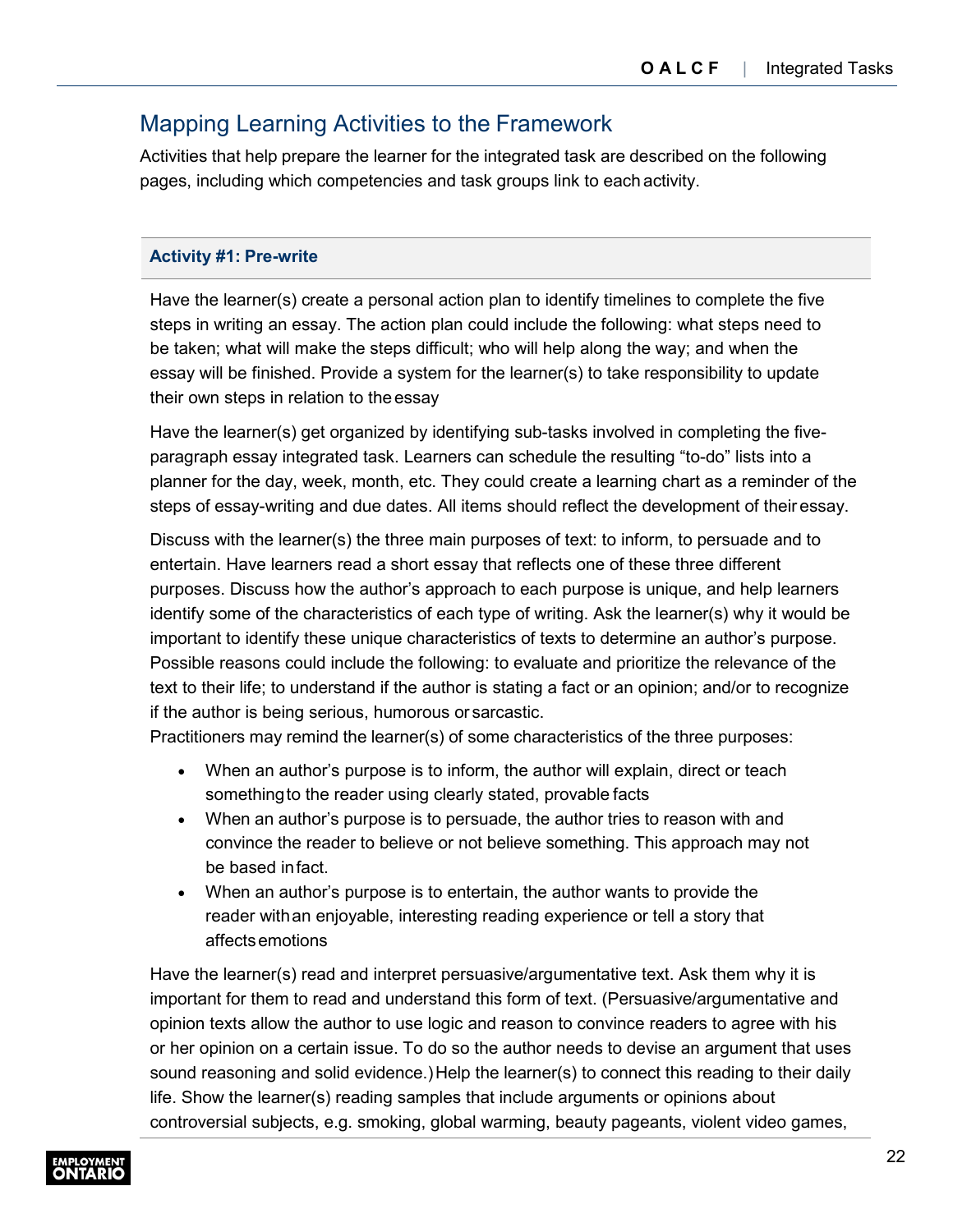## Mapping Learning Activities to the Framework

Activities that help prepare the learner for the integrated task are described on the following pages, including which competencies and task groups link to each activity.

### Activity #1: Pre-write

Have the learner(s) create a personal action plan to identify timelines to complete the five steps in writing an essay. The action plan could include the following: what steps need to be taken; what will make the steps difficult; who will help along the way; and when the essay will be finished. Provide a system for the learner(s) to take responsibility to update their own steps in relation to the essay

Have the learner(s) get organized by identifying sub-tasks involved in completing the five-paragraph essay integrated task. Learners can schedule the resulting "to-do" lists into a planner for the day, week, month, etc. They could create a learning chart as a reminder of the steps of essay-writing and due dates. All items should reflect the development of their essay.

Discuss with the learner(s) the three main purposes of text: to inform, to persuade and to entertain. Have learners read a short essay that reflects one of these three different purposes. Discuss how the author's approach to each purpose is unique, and help learners identify some of the characteristics of each type of writing. Ask the learner(s) why it would be important to identify these unique characteristics of texts to determine an author's purpose. Possible reasons could include the following: to evaluate and prioritize the relevance of the text to their life; to understand if the author is stating a fact or an opinion; and/or to recognize if the author is being serious, humorous or sarcastic.

Practitioners may remind the learner(s) of some characteristics of the three purposes:

- When an author's purpose is to inform, the author will explain, direct or teach something to the reader using clearly stated, provable facts
- When an author's purpose is to persuade, the author tries to reason with and convince the reader to believe or not believe something. This approach may not be based in fact.
- When an author's purpose is to entertain, the author wants to provide the reader with an enjoyable, interesting reading experience or tell a story that affects emotions

Have the learner(s) read and interpret persuasive/argumentative text. Ask them why it is important for them to read and understand this form of text. (Persuasive/argumentative and opinion texts allow the author to use logic and reason to convince readers to agree with his or her opinion on a certain issue. To do so the author needs to devise an argument that uses sound reasoning and solid evidence.) Help the learner(s) to connect this reading to their daily life. Show the learner(s) reading samples that include arguments or opinions about controversial subjects, e.g. smoking, global warming, beauty pageants, violent video games,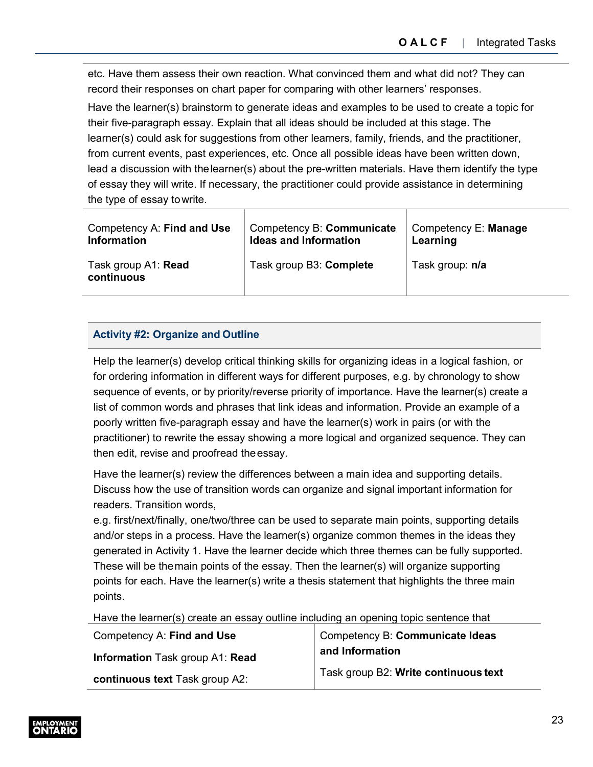etc. Have them assess their own reaction. What convinced them and what did not? They can record their responses on chart paper for comparing with other learners' responses.

Have the learner(s) brainstorm to generate ideas and examples to be used to create a topic for their five-paragraph essay. Explain that all ideas should be included at this stage. The learner(s) could ask for suggestions from other learners, family, friends, and the practitioner, from current events, past experiences, etc. Once all possible ideas have been written down, lead a discussion with the learner(s) about the pre-written materials. Have them identify the type of essay they will write. If necessary, the practitioner could provide assistance in determining the type of essay to write.

| Competency A: **Find and Use Information** | Competency B: **Communicate Ideas and Information** | Competency E: **Manage Learning** |
|---|---|---|
| Task group A1: **Read continuous** | Task group B3: **Complete** | Task group: **n/a** |

### Activity #2: Organize and Outline

Help the learner(s) develop critical thinking skills for organizing ideas in a logical fashion, or for ordering information in different ways for different purposes, e.g. by chronology to show sequence of events, or by priority/reverse priority of importance. Have the learner(s) create a list of common words and phrases that link ideas and information. Provide an example of a poorly written five-paragraph essay and have the learner(s) work in pairs (or with the practitioner) to rewrite the essay showing a more logical and organized sequence. They can then edit, revise and proofread the essay.

Have the learner(s) review the differences between a main idea and supporting details. Discuss how the use of transition words can organize and signal important information for readers. Transition words,
e.g. first/next/finally, one/two/three can be used to separate main points, supporting details and/or steps in a process. Have the learner(s) organize common themes in the ideas they generated in Activity 1. Have the learner decide which three themes can be fully supported. These will be the main points of the essay. Then the learner(s) will organize supporting points for each. Have the learner(s) write a thesis statement that highlights the three main points.

Have the learner(s) create an essay outline including an opening topic sentence that

| Competency A: **Find and Use Information** Task group A1: **Read continuous text** Task group A2: | Competency B: **Communicate Ideas and Information** Task group B2: **Write continuous text** |
|---|---|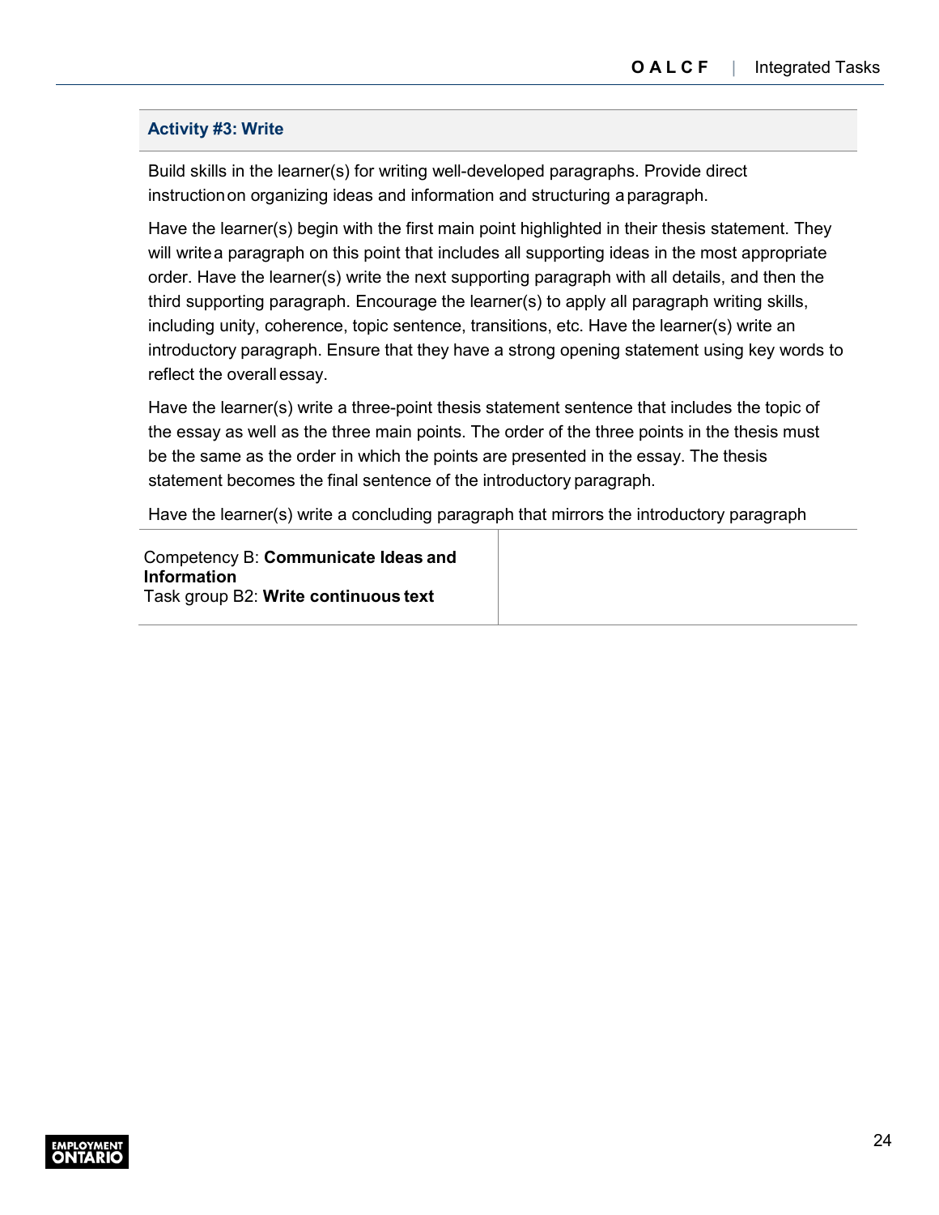### Activity #3: Write

Build skills in the learner(s) for writing well-developed paragraphs. Provide direct instruction on organizing ideas and information and structuring a paragraph.

Have the learner(s) begin with the first main point highlighted in their thesis statement. They will write a paragraph on this point that includes all supporting ideas in the most appropriate order. Have the learner(s) write the next supporting paragraph with all details, and then the third supporting paragraph. Encourage the learner(s) to apply all paragraph writing skills, including unity, coherence, topic sentence, transitions, etc. Have the learner(s) write an introductory paragraph. Ensure that they have a strong opening statement using key words to reflect the overall essay.

Have the learner(s) write a three-point thesis statement sentence that includes the topic of the essay as well as the three main points. The order of the three points in the thesis must be the same as the order in which the points are presented in the essay. The thesis statement becomes the final sentence of the introductory paragraph.

Have the learner(s) write a concluding paragraph that mirrors the introductory paragraph

| Competency B: **Communicate Ideas and Information**<br>Task group B2: **Write continuous text** | |
|---|---|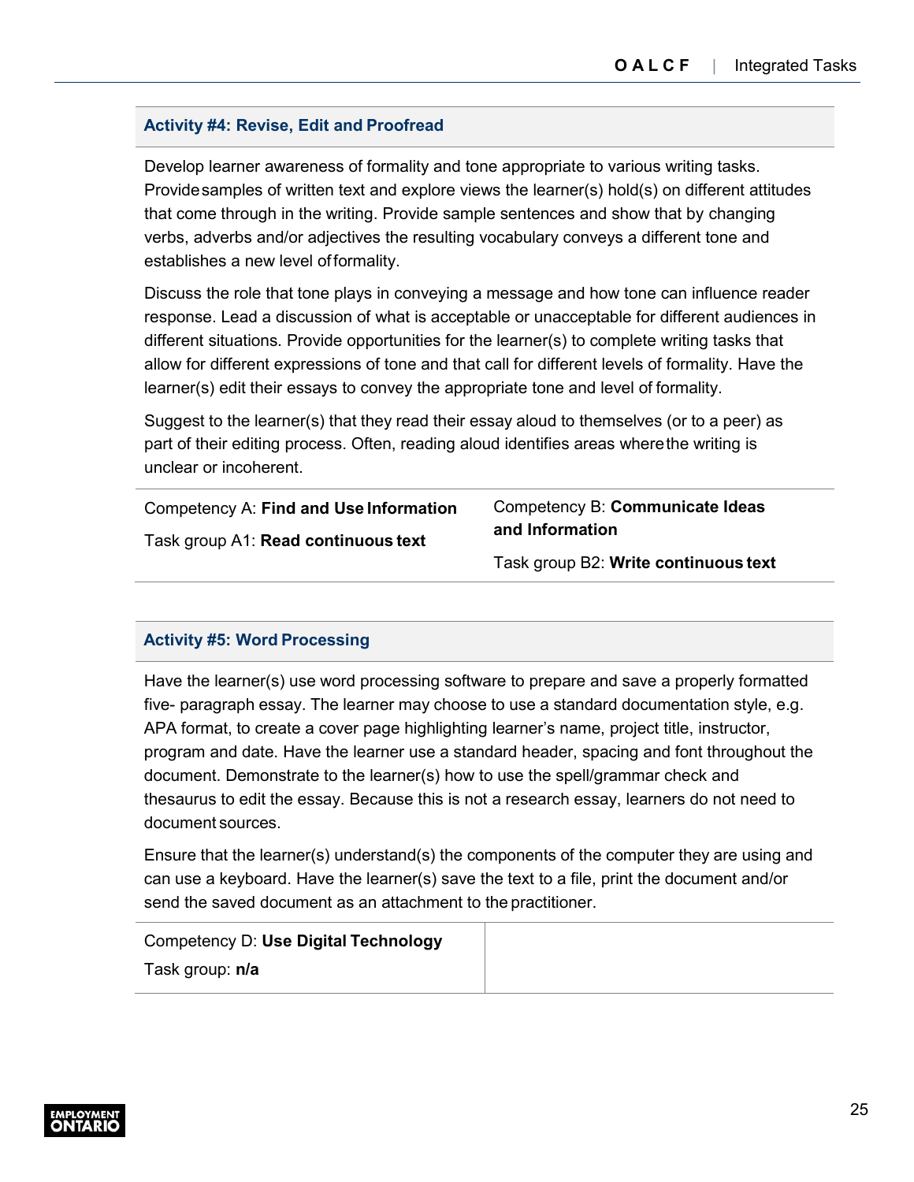### Activity #4: Revise, Edit and Proofread

Develop learner awareness of formality and tone appropriate to various writing tasks. Provide samples of written text and explore views the learner(s) hold(s) on different attitudes that come through in the writing. Provide sample sentences and show that by changing verbs, adverbs and/or adjectives the resulting vocabulary conveys a different tone and establishes a new level of formality.

Discuss the role that tone plays in conveying a message and how tone can influence reader response. Lead a discussion of what is acceptable or unacceptable for different audiences in different situations. Provide opportunities for the learner(s) to complete writing tasks that allow for different expressions of tone and that call for different levels of formality. Have the learner(s) edit their essays to convey the appropriate tone and level of formality.

Suggest to the learner(s) that they read their essay aloud to themselves (or to a peer) as part of their editing process. Often, reading aloud identifies areas where the writing is unclear or incoherent.

| Competency A: **Find and Use Information**<br>Task group A1: **Read continuous text** | Competency B: **Communicate Ideas and Information**<br>Task group B2: **Write continuous text** |
|---|---|

### Activity #5: Word Processing

Have the learner(s) use word processing software to prepare and save a properly formatted five- paragraph essay. The learner may choose to use a standard documentation style, e.g. APA format, to create a cover page highlighting learner's name, project title, instructor, program and date. Have the learner use a standard header, spacing and font throughout the document. Demonstrate to the learner(s) how to use the spell/grammar check and thesaurus to edit the essay. Because this is not a research essay, learners do not need to document sources.

Ensure that the learner(s) understand(s) the components of the computer they are using and can use a keyboard. Have the learner(s) save the text to a file, print the document and/or send the saved document as an attachment to the practitioner.

| Competency D: **Use Digital Technology**<br>Task group: **n/a** | |
|---|---|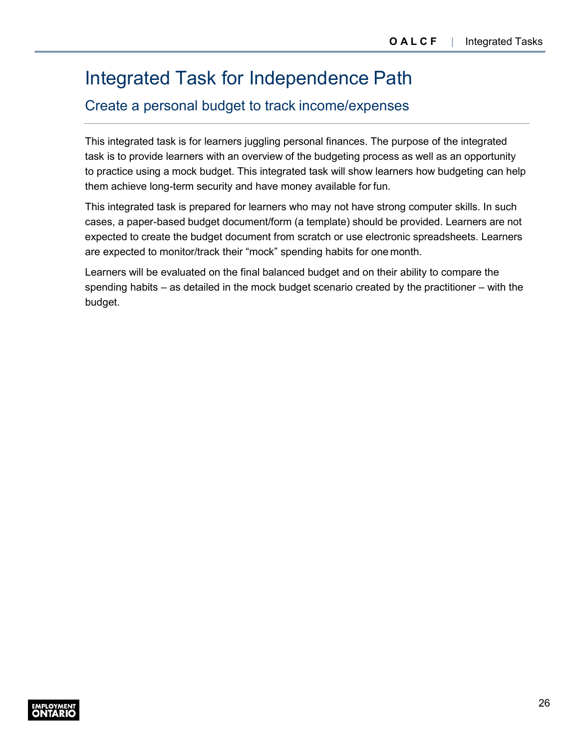# Integrated Task for Independence Path

## Create a personal budget to track income/expenses

This integrated task is for learners juggling personal finances. The purpose of the integrated task is to provide learners with an overview of the budgeting process as well as an opportunity to practice using a mock budget. This integrated task will show learners how budgeting can help them achieve long-term security and have money available for fun.

This integrated task is prepared for learners who may not have strong computer skills. In such cases, a paper-based budget document/form (a template) should be provided. Learners are not expected to create the budget document from scratch or use electronic spreadsheets. Learners are expected to monitor/track their “mock” spending habits for one month.

Learners will be evaluated on the final balanced budget and on their ability to compare the spending habits – as detailed in the mock budget scenario created by the practitioner – with the budget.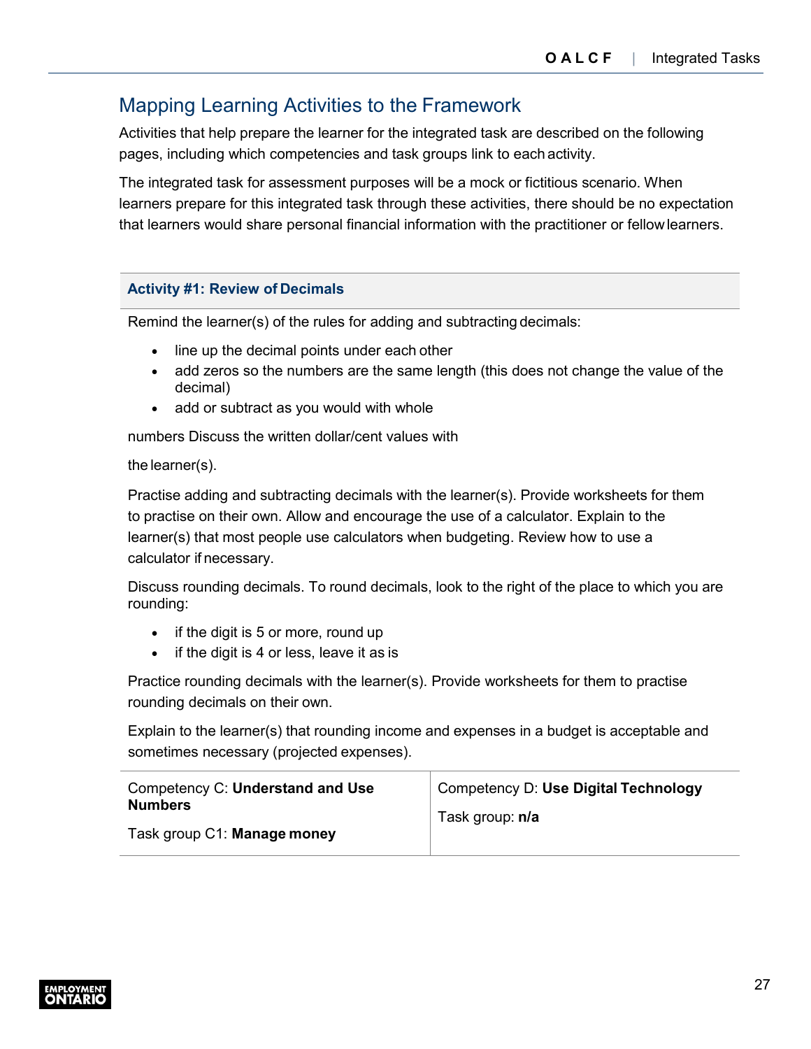## Mapping Learning Activities to the Framework

Activities that help prepare the learner for the integrated task are described on the following pages, including which competencies and task groups link to each activity.

The integrated task for assessment purposes will be a mock or fictitious scenario. When learners prepare for this integrated task through these activities, there should be no expectation that learners would share personal financial information with the practitioner or fellow learners.

### Activity #1: Review of Decimals

Remind the learner(s) of the rules for adding and subtracting decimals:

- line up the decimal points under each other
- add zeros so the numbers are the same length (this does not change the value of the decimal)
- add or subtract as you would with whole

numbers Discuss the written dollar/cent values with

the learner(s).

Practise adding and subtracting decimals with the learner(s). Provide worksheets for them to practise on their own. Allow and encourage the use of a calculator. Explain to the learner(s) that most people use calculators when budgeting. Review how to use a calculator if necessary.

Discuss rounding decimals. To round decimals, look to the right of the place to which you are rounding:

- if the digit is 5 or more, round up
- if the digit is 4 or less, leave it as is

Practice rounding decimals with the learner(s). Provide worksheets for them to practise rounding decimals on their own.

Explain to the learner(s) that rounding income and expenses in a budget is acceptable and sometimes necessary (projected expenses).

| Competency C: **Understand and Use Numbers** | Competency D: **Use Digital Technology** |
|---|---|
| Task group C1: **Manage money** | Task group: **n/a** |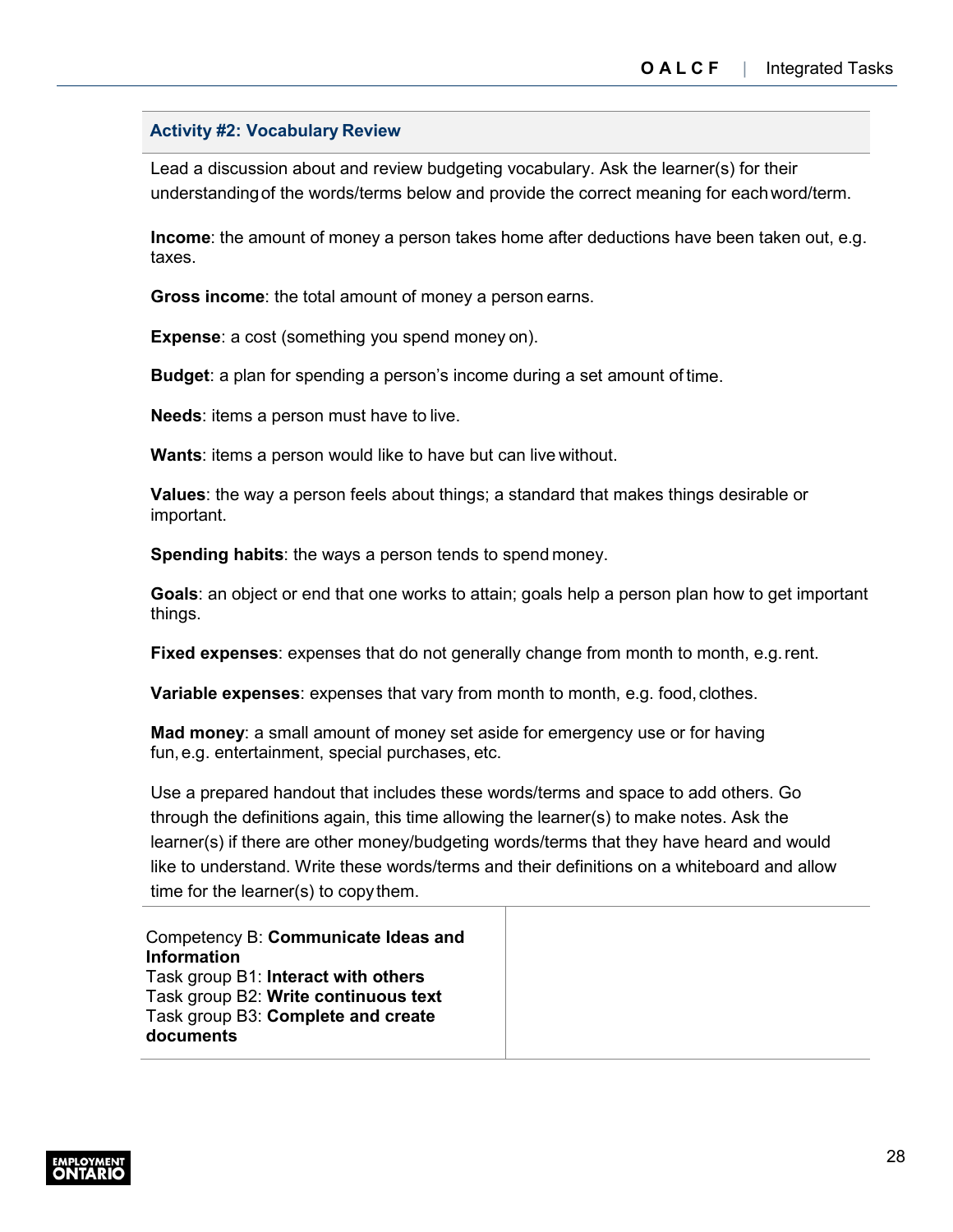### Activity #2: Vocabulary Review

Lead a discussion about and review budgeting vocabulary. Ask the learner(s) for their understanding of the words/terms below and provide the correct meaning for each word/term.

**Income**: the amount of money a person takes home after deductions have been taken out, e.g. taxes.

**Gross income**: the total amount of money a person earns.

**Expense**: a cost (something you spend money on).

**Budget**: a plan for spending a person's income during a set amount of time.

**Needs**: items a person must have to live.

**Wants**: items a person would like to have but can live without.

**Values**: the way a person feels about things; a standard that makes things desirable or important.

**Spending habits**: the ways a person tends to spend money.

**Goals**: an object or end that one works to attain; goals help a person plan how to get important things.

**Fixed expenses**: expenses that do not generally change from month to month, e.g. rent.

**Variable expenses**: expenses that vary from month to month, e.g. food, clothes.

**Mad money**: a small amount of money set aside for emergency use or for having fun, e.g. entertainment, special purchases, etc.

Use a prepared handout that includes these words/terms and space to add others. Go through the definitions again, this time allowing the learner(s) to make notes. Ask the learner(s) if there are other money/budgeting words/terms that they have heard and would like to understand. Write these words/terms and their definitions on a whiteboard and allow time for the learner(s) to copy them.

| Competency B: **Communicate Ideas and Information**<br>Task group B1: **Interact with others**<br>Task group B2: **Write continuous text**<br>Task group B3: **Complete and create documents** | |
|---|---|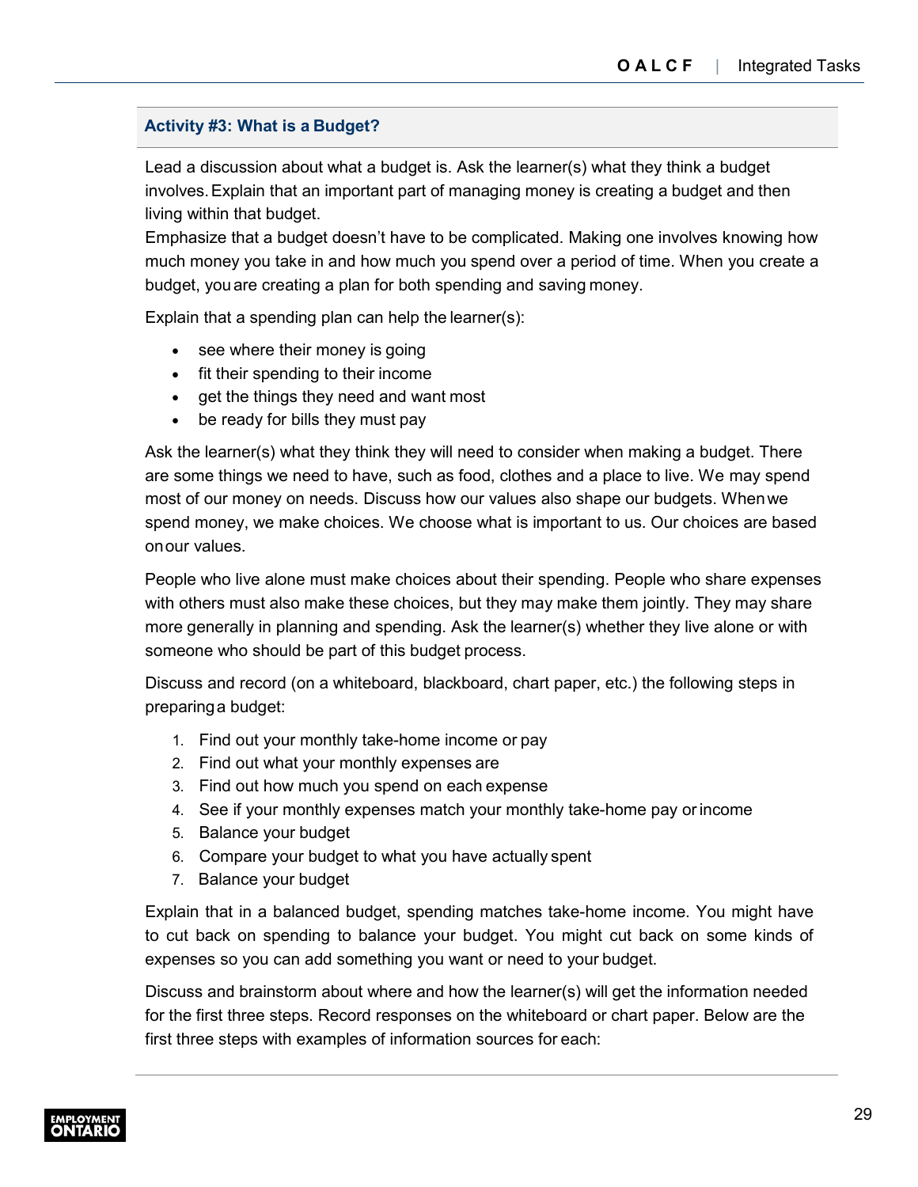### Activity #3: What is a Budget?

Lead a discussion about what a budget is. Ask the learner(s) what they think a budget involves. Explain that an important part of managing money is creating a budget and then living within that budget.

Emphasize that a budget doesn't have to be complicated. Making one involves knowing how much money you take in and how much you spend over a period of time. When you create a budget, you are creating a plan for both spending and saving money.

Explain that a spending plan can help the learner(s):

- see where their money is going
- fit their spending to their income
- get the things they need and want most
- be ready for bills they must pay

Ask the learner(s) what they think they will need to consider when making a budget. There are some things we need to have, such as food, clothes and a place to live. We may spend most of our money on needs. Discuss how our values also shape our budgets. When we spend money, we make choices. We choose what is important to us. Our choices are based on our values.

People who live alone must make choices about their spending. People who share expenses with others must also make these choices, but they may make them jointly. They may share more generally in planning and spending. Ask the learner(s) whether they live alone or with someone who should be part of this budget process.

Discuss and record (on a whiteboard, blackboard, chart paper, etc.) the following steps in preparing a budget:

1. Find out your monthly take-home income or pay
2. Find out what your monthly expenses are
3. Find out how much you spend on each expense
4. See if your monthly expenses match your monthly take-home pay or income
5. Balance your budget
6. Compare your budget to what you have actually spent
7. Balance your budget

Explain that in a balanced budget, spending matches take-home income. You might have to cut back on spending to balance your budget. You might cut back on some kinds of expenses so you can add something you want or need to your budget.

Discuss and brainstorm about where and how the learner(s) will get the information needed for the first three steps. Record responses on the whiteboard or chart paper. Below are the first three steps with examples of information sources for each: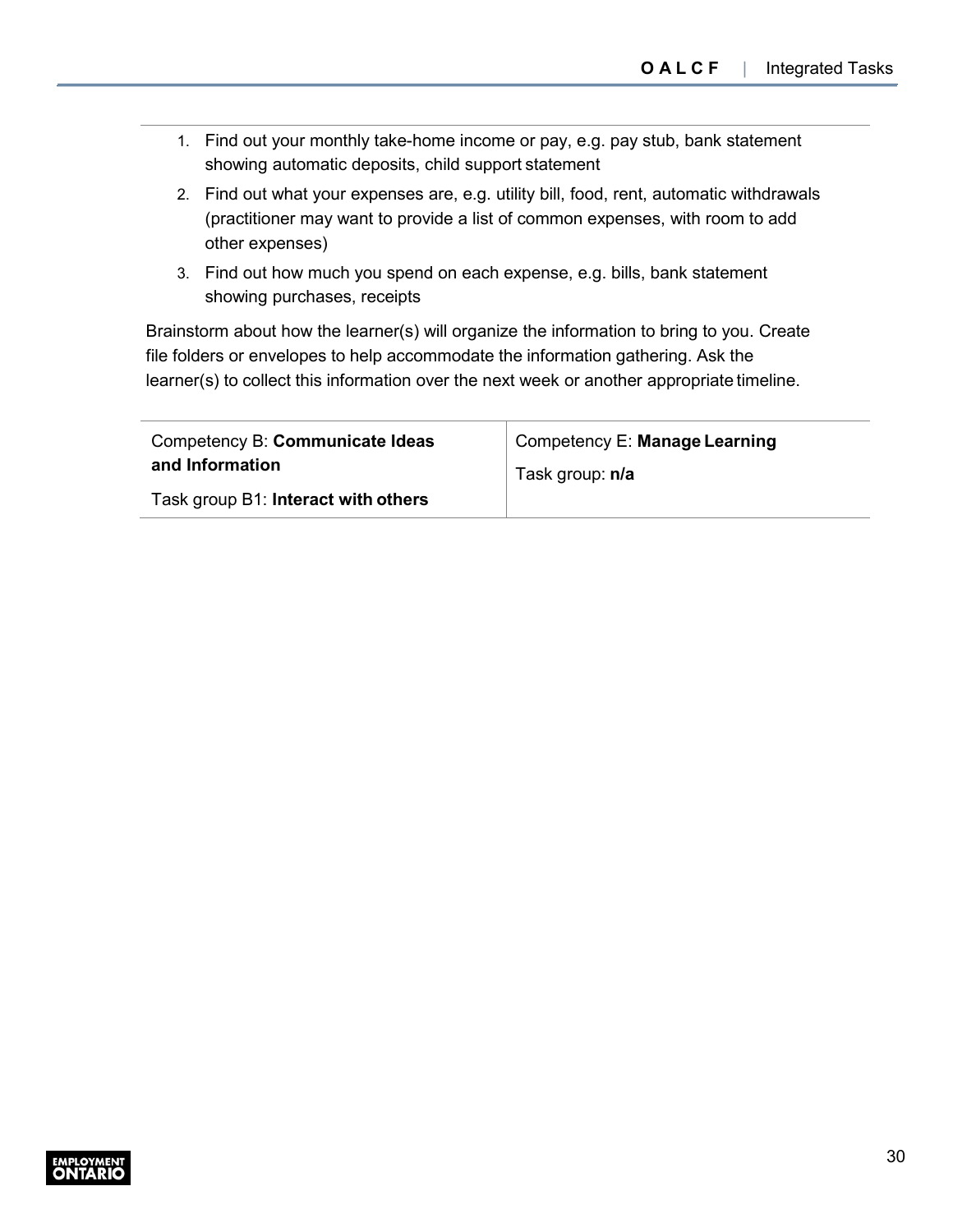1. Find out your monthly take-home income or pay, e.g. pay stub, bank statement showing automatic deposits, child support statement
2. Find out what your expenses are, e.g. utility bill, food, rent, automatic withdrawals (practitioner may want to provide a list of common expenses, with room to add other expenses)
3. Find out how much you spend on each expense, e.g. bills, bank statement showing purchases, receipts

Brainstorm about how the learner(s) will organize the information to bring to you. Create file folders or envelopes to help accommodate the information gathering. Ask the learner(s) to collect this information over the next week or another appropriate timeline.

| Competency B: **Communicate Ideas and Information**<br>Task group B1: **Interact with others** | Competency E: **Manage Learning**<br>Task group: **n/a** |
|---|---|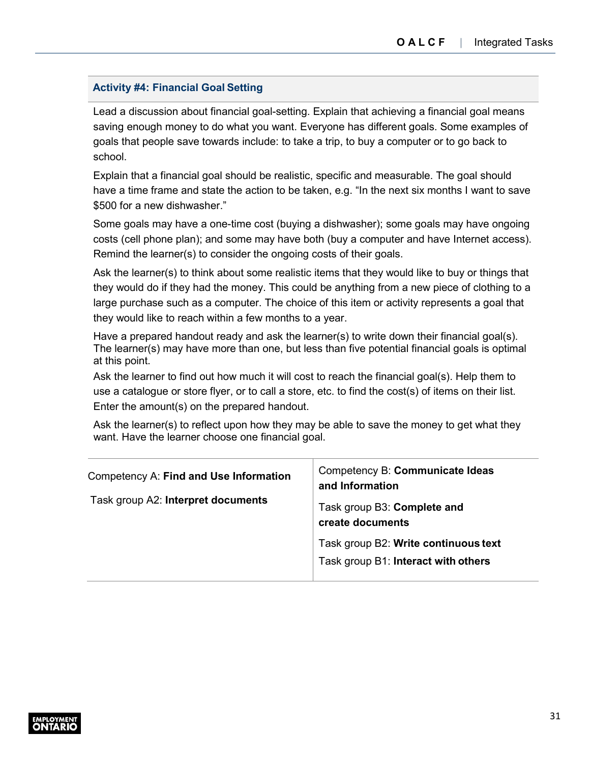## Activity #4: Financial Goal Setting

Lead a discussion about financial goal-setting. Explain that achieving a financial goal means saving enough money to do what you want. Everyone has different goals. Some examples of goals that people save towards include: to take a trip, to buy a computer or to go back to school.

Explain that a financial goal should be realistic, specific and measurable. The goal should have a time frame and state the action to be taken, e.g. "In the next six months I want to save $500 for a new dishwasher."

Some goals may have a one-time cost (buying a dishwasher); some goals may have ongoing costs (cell phone plan); and some may have both (buy a computer and have Internet access). Remind the learner(s) to consider the ongoing costs of their goals.

Ask the learner(s) to think about some realistic items that they would like to buy or things that they would do if they had the money. This could be anything from a new piece of clothing to a large purchase such as a computer. The choice of this item or activity represents a goal that they would like to reach within a few months to a year.

Have a prepared handout ready and ask the learner(s) to write down their financial goal(s). The learner(s) may have more than one, but less than five potential financial goals is optimal at this point.

Ask the learner to find out how much it will cost to reach the financial goal(s). Help them to use a catalogue or store flyer, or to call a store, etc. to find the cost(s) of items on their list. Enter the amount(s) on the prepared handout.

Ask the learner(s) to reflect upon how they may be able to save the money to get what they want. Have the learner choose one financial goal.

| Competency A: **Find and Use Information** | Competency B: **Communicate Ideas and Information** |
|---|---|
| Task group A2: **Interpret documents** | Task group B3: **Complete and create documents** |
| | Task group B2: **Write continuous text** |
| | Task group B1: **Interact with others** |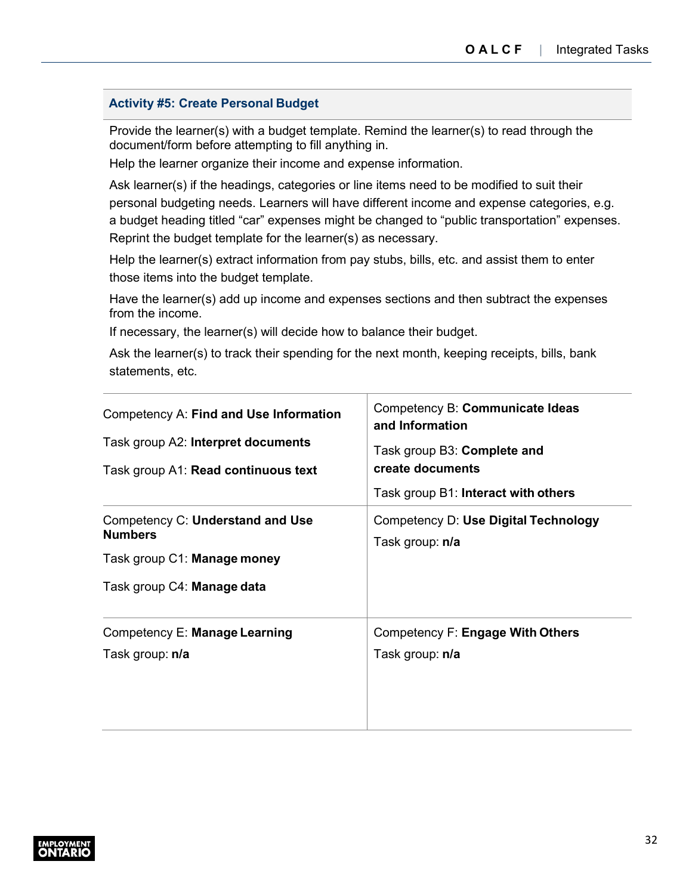### Activity #5: Create Personal Budget

Provide the learner(s) with a budget template. Remind the learner(s) to read through the document/form before attempting to fill anything in.

Help the learner organize their income and expense information.

Ask learner(s) if the headings, categories or line items need to be modified to suit their personal budgeting needs. Learners will have different income and expense categories, e.g. a budget heading titled "car" expenses might be changed to "public transportation" expenses. Reprint the budget template for the learner(s) as necessary.

Help the learner(s) extract information from pay stubs, bills, etc. and assist them to enter those items into the budget template.

Have the learner(s) add up income and expenses sections and then subtract the expenses from the income.

If necessary, the learner(s) will decide how to balance their budget.

Ask the learner(s) to track their spending for the next month, keeping receipts, bills, bank statements, etc.

| | |
|---|---|
| Competency A: **Find and Use Information**<br><br>Task group A2: **Interpret documents**<br><br>Task group A1: **Read continuous text** | Competency B: **Communicate Ideas and Information**<br><br>Task group B3: **Complete and create documents**<br><br>Task group B1: **Interact with others** |
| Competency C: **Understand and Use Numbers**<br><br>Task group C1: **Manage money**<br><br>Task group C4: **Manage data** | Competency D: **Use Digital Technology**<br><br>Task group: **n/a** |
| Competency E: **Manage Learning**<br><br>Task group: **n/a** | Competency F: **Engage With Others**<br><br>Task group: **n/a** |